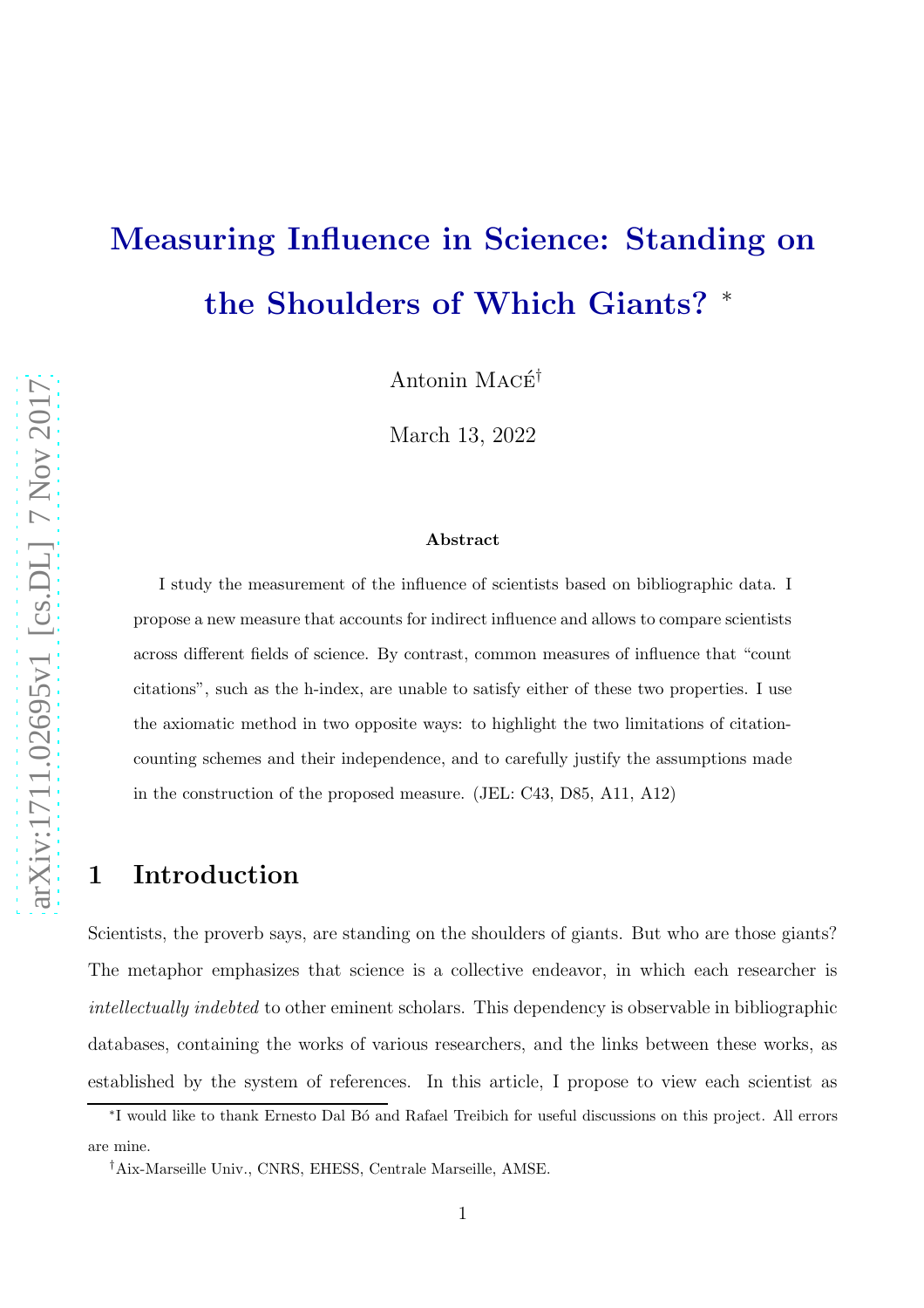# Measuring Influence in Science: Standing on the Shoulders of Which Giants? *

Antonin Macé[†]

March 13, 2022

**Abstract**

I study the measurement of the influence of scientists based on bibliographic data. I propose a new measure that accounts for indirect influence and allows to compare scientists across different fields of science. By contrast, common measures of influence that "count citations", such as the h-index, are unable to satisfy either of these two properties. I use the axiomatic method in two opposite ways: to highlight the two limitations of citation-counting schemes and their independence, and to carefully justify the assumptions made in the construction of the proposed measure. (JEL: C43, D85, A11, A12)

## 1 Introduction

Scientists, the proverb says, are standing on the shoulders of giants. But who are those giants? The metaphor emphasizes that science is a collective endeavor, in which each researcher is *intellectually indebted* to other eminent scholars. This dependency is observable in bibliographic databases, containing the works of various researchers, and the links between these works, as established by the system of references. In this article, I propose to view each scientist as

*I would like to thank Ernesto Dal Bó and Rafael Treibich for useful discussions on this project. All errors are mine.

[†]Aix-Marseille Univ., CNRS, EHESS, Centrale Marseille, AMSE.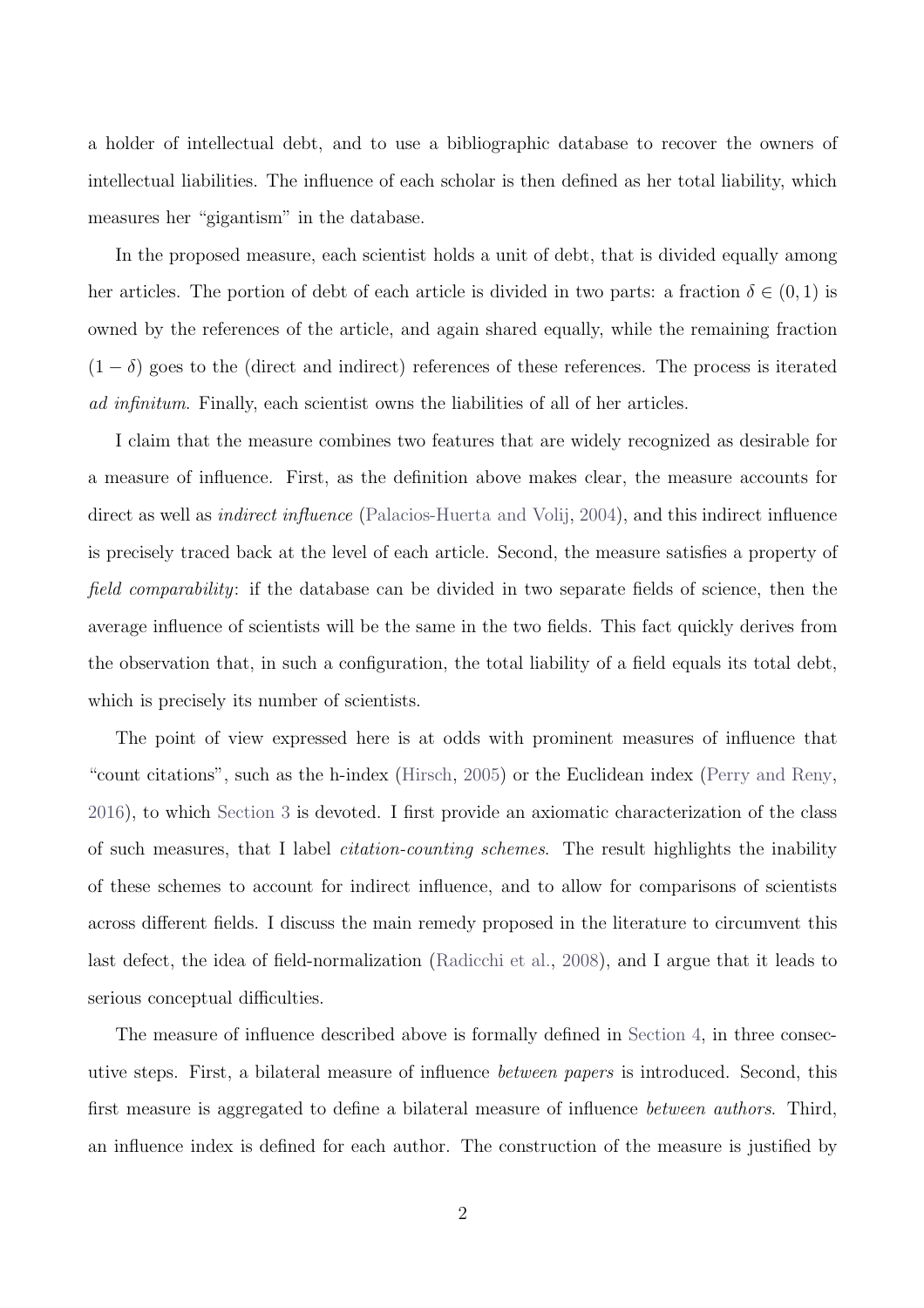a holder of intellectual debt, and to use a bibliographic database to recover the owners of intellectual liabilities. The influence of each scholar is then defined as her total liability, which measures her "gigantism" in the database.

In the proposed measure, each scientist holds a unit of debt, that is divided equally among her articles. The portion of debt of each article is divided in two parts: a fraction $\delta \in (0, 1)$ is owned by the references of the article, and again shared equally, while the remaining fraction $(1 - \delta)$ goes to the (direct and indirect) references of these references. The process is iterated *ad infinitum*. Finally, each scientist owns the liabilities of all of her articles.

I claim that the measure combines two features that are widely recognized as desirable for a measure of influence. First, as the definition above makes clear, the measure accounts for direct as well as *indirect influence* (Palacios-Huerta and Volij, 2004), and this indirect influence is precisely traced back at the level of each article. Second, the measure satisfies a property of *field comparability*: if the database can be divided in two separate fields of science, then the average influence of scientists will be the same in the two fields. This fact quickly derives from the observation that, in such a configuration, the total liability of a field equals its total debt, which is precisely its number of scientists.

The point of view expressed here is at odds with prominent measures of influence that "count citations", such as the h-index (Hirsch, 2005) or the Euclidean index (Perry and Reny, 2016), to which Section 3 is devoted. I first provide an axiomatic characterization of the class of such measures, that I label *citation-counting schemes*. The result highlights the inability of these schemes to account for indirect influence, and to allow for comparisons of scientists across different fields. I discuss the main remedy proposed in the literature to circumvent this last defect, the idea of field-normalization (Radicchi et al., 2008), and I argue that it leads to serious conceptual difficulties.

The measure of influence described above is formally defined in Section 4, in three consecutive steps. First, a bilateral measure of influence *between papers* is introduced. Second, this first measure is aggregated to define a bilateral measure of influence *between authors*. Third, an influence index is defined for each author. The construction of the measure is justified by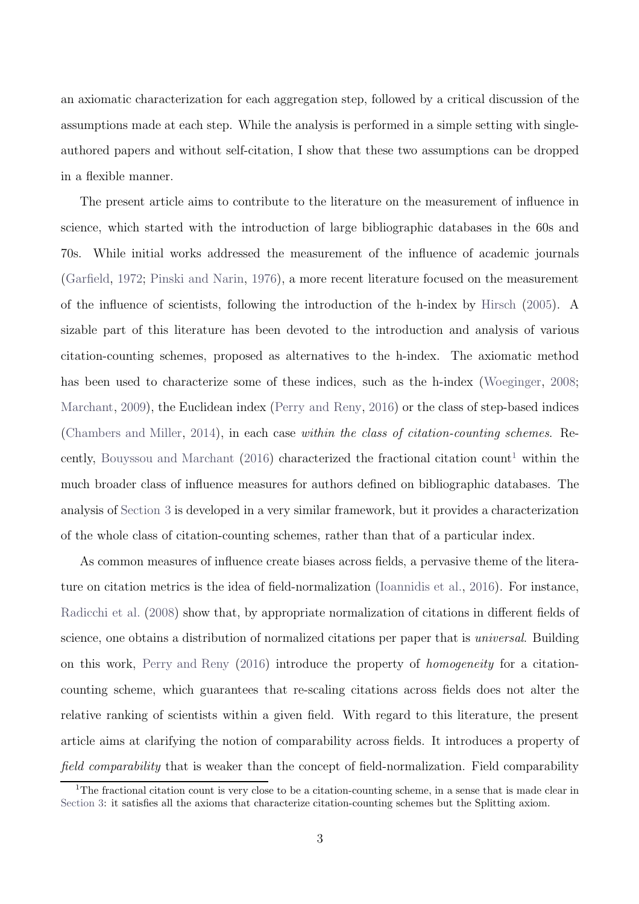an axiomatic characterization for each aggregation step, followed by a critical discussion of the assumptions made at each step. While the analysis is performed in a simple setting with single-authored papers and without self-citation, I show that these two assumptions can be dropped in a flexible manner.

The present article aims to contribute to the literature on the measurement of influence in science, which started with the introduction of large bibliographic databases in the 60s and 70s. While initial works addressed the measurement of the influence of academic journals (Garfield, 1972; Pinski and Narin, 1976), a more recent literature focused on the measurement of the influence of scientists, following the introduction of the h-index by Hirsch (2005). A sizable part of this literature has been devoted to the introduction and analysis of various citation-counting schemes, proposed as alternatives to the h-index. The axiomatic method has been used to characterize some of these indices, such as the h-index (Woeginger, 2008; Marchant, 2009), the Euclidean index (Perry and Reny, 2016) or the class of step-based indices (Chambers and Miller, 2014), in each case *within the class of citation-counting schemes*. Recently, Bouyssou and Marchant (2016) characterized the fractional citation count[1] within the much broader class of influence measures for authors defined on bibliographic databases. The analysis of Section 3 is developed in a very similar framework, but it provides a characterization of the whole class of citation-counting schemes, rather than that of a particular index.

As common measures of influence create biases across fields, a pervasive theme of the literature on citation metrics is the idea of field-normalization (Ioannidis et al., 2016). For instance, Radicchi et al. (2008) show that, by appropriate normalization of citations in different fields of science, one obtains a distribution of normalized citations per paper that is *universal*. Building on this work, Perry and Reny (2016) introduce the property of *homogeneity* for a citation-counting scheme, which guarantees that re-scaling citations across fields does not alter the relative ranking of scientists within a given field. With regard to this literature, the present article aims at clarifying the notion of comparability across fields. It introduces a property of *field comparability* that is weaker than the concept of field-normalization. Field comparability

[1] The fractional citation count is very close to be a citation-counting scheme, in a sense that is made clear in Section 3: it satisfies all the axioms that characterize citation-counting schemes but the Splitting axiom.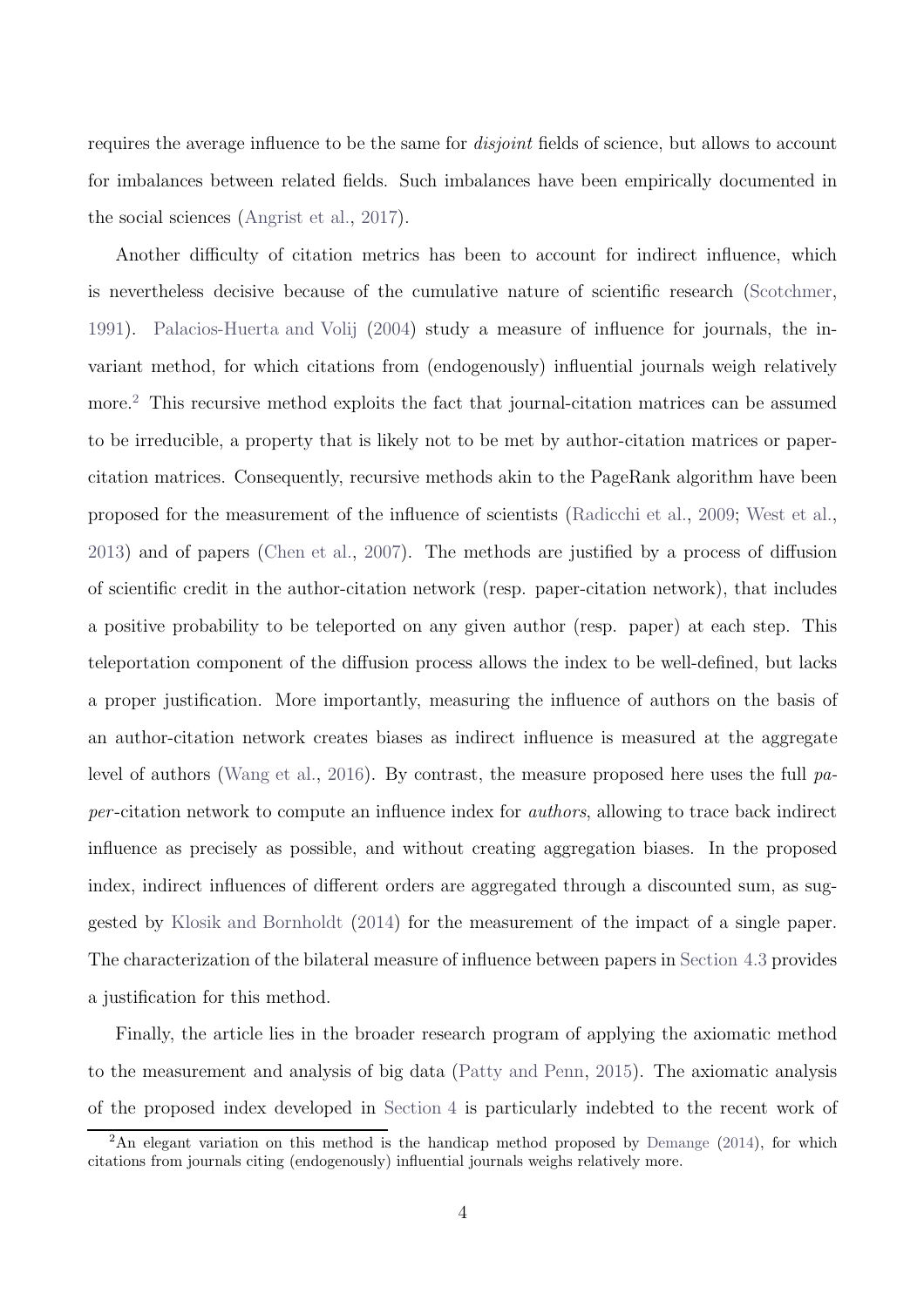requires the average influence to be the same for *disjoint* fields of science, but allows to account for imbalances between related fields. Such imbalances have been empirically documented in the social sciences (Angrist et al., 2017).

Another difficulty of citation metrics has been to account for indirect influence, which is nevertheless decisive because of the cumulative nature of scientific research (Scotchmer, 1991). Palacios-Huerta and Volij (2004) study a measure of influence for journals, the invariant method, for which citations from (endogenously) influential journals weigh relatively more.[2] This recursive method exploits the fact that journal-citation matrices can be assumed to be irreducible, a property that is likely not to be met by author-citation matrices or paper-citation matrices. Consequently, recursive methods akin to the PageRank algorithm have been proposed for the measurement of the influence of scientists (Radicchi et al., 2009; West et al., 2013) and of papers (Chen et al., 2007). The methods are justified by a process of diffusion of scientific credit in the author-citation network (resp. paper-citation network), that includes a positive probability to be teleported on any given author (resp. paper) at each step. This teleportation component of the diffusion process allows the index to be well-defined, but lacks a proper justification. More importantly, measuring the influence of authors on the basis of an author-citation network creates biases as indirect influence is measured at the aggregate level of authors (Wang et al., 2016). By contrast, the measure proposed here uses the full *paper*-citation network to compute an influence index for *authors*, allowing to trace back indirect influence as precisely as possible, and without creating aggregation biases. In the proposed index, indirect influences of different orders are aggregated through a discounted sum, as suggested by Klosik and Bornholdt (2014) for the measurement of the impact of a single paper. The characterization of the bilateral measure of influence between papers in Section 4.3 provides a justification for this method.

Finally, the article lies in the broader research program of applying the axiomatic method to the measurement and analysis of big data (Patty and Penn, 2015). The axiomatic analysis of the proposed index developed in Section 4 is particularly indebted to the recent work of

[2] An elegant variation on this method is the handicap method proposed by Demange (2014), for which citations from journals citing (endogenously) influential journals weighs relatively more.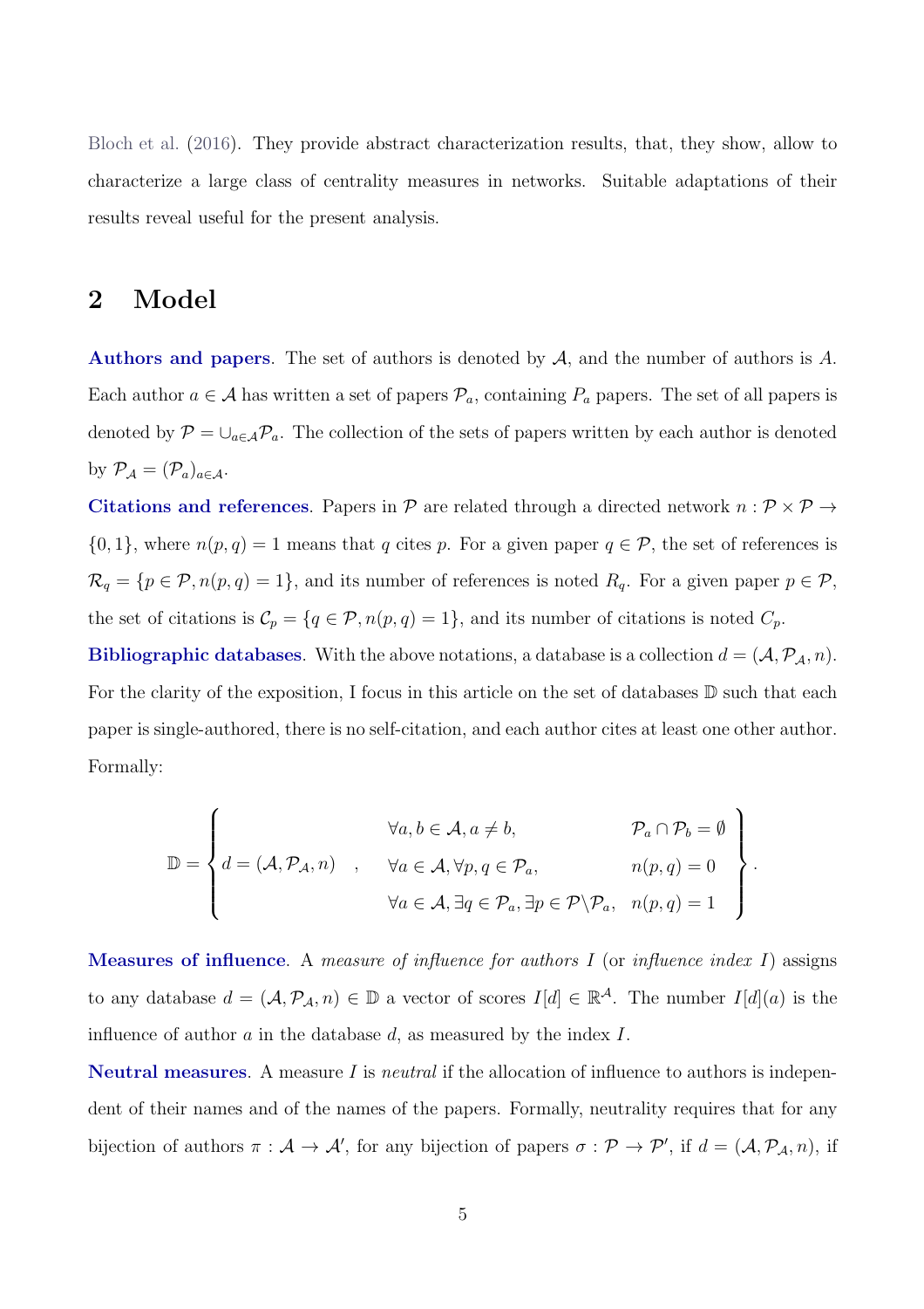Bloch et al. (2016). They provide abstract characterization results, that, they show, allow to characterize a large class of centrality measures in networks. Suitable adaptations of their results reveal useful for the present analysis.

## 2 Model

**Authors and papers**. The set of authors is denoted by $\mathcal{A}$, and the number of authors is $A$. Each author $a \in \mathcal{A}$ has written a set of papers $\mathcal{P}_a$, containing $P_a$ papers. The set of all papers is denoted by $\mathcal{P} = \cup_{a \in \mathcal{A}} \mathcal{P}_a$. The collection of the sets of papers written by each author is denoted by $\mathcal{P}_{\mathcal{A}} = (\mathcal{P}_a)_{a \in \mathcal{A}}$.

**Citations and references**. Papers in $\mathcal{P}$ are related through a directed network $n : \mathcal{P} \times \mathcal{P} \to \{0, 1\}$, where $n(p, q) = 1$ means that $q$ cites $p$. For a given paper $q \in \mathcal{P}$, the set of references is $\mathcal{R}_q = \{p \in \mathcal{P}, n(p, q) = 1\}$, and its number of references is noted $R_q$. For a given paper $p \in \mathcal{P}$, the set of citations is $\mathcal{C}_p = \{q \in \mathcal{P}, n(p, q) = 1\}$, and its number of citations is noted $C_p$.

**Bibliographic databases**. With the above notations, a database is a collection $d = (\mathcal{A}, \mathcal{P}_{\mathcal{A}}, n)$. For the clarity of the exposition, I focus in this article on the set of databases $\mathbb{D}$ such that each paper is single-authored, there is no self-citation, and each author cites at least one other author. Formally:

$$
\mathbb{D} = \left\{ d = (\mathcal{A}, \mathcal{P}_{\mathcal{A}}, n) \quad , \quad \begin{array}{ll} \forall a, b \in \mathcal{A}, a \neq b, & \mathcal{P}_a \cap \mathcal{P}_b = \emptyset \\ \forall a \in \mathcal{A}, \forall p, q \in \mathcal{P}_a, & n(p, q) = 0 \\ \forall a \in \mathcal{A}, \exists q \in \mathcal{P}_a, \exists p \in \mathcal{P} \backslash \mathcal{P}_a, & n(p, q) = 1 \end{array} \right\}.
$$

**Measures of influence**. A *measure of influence for authors I* (or *influence index I*) assigns to any database $d = (\mathcal{A}, \mathcal{P}_{\mathcal{A}}, n) \in \mathbb{D}$ a vector of scores $I[d] \in \mathbb{R}^{\mathcal{A}}$. The number $I[d](a)$ is the influence of author $a$ in the database $d$, as measured by the index $I$.

**Neutral measures**. A measure $I$ is *neutral* if the allocation of influence to authors is independent of their names and of the names of the papers. Formally, neutrality requires that for any bijection of authors $\pi : \mathcal{A} \to \mathcal{A}'$, for any bijection of papers $\sigma : \mathcal{P} \to \mathcal{P}'$, if $d = (\mathcal{A}, \mathcal{P}_{\mathcal{A}}, n)$, if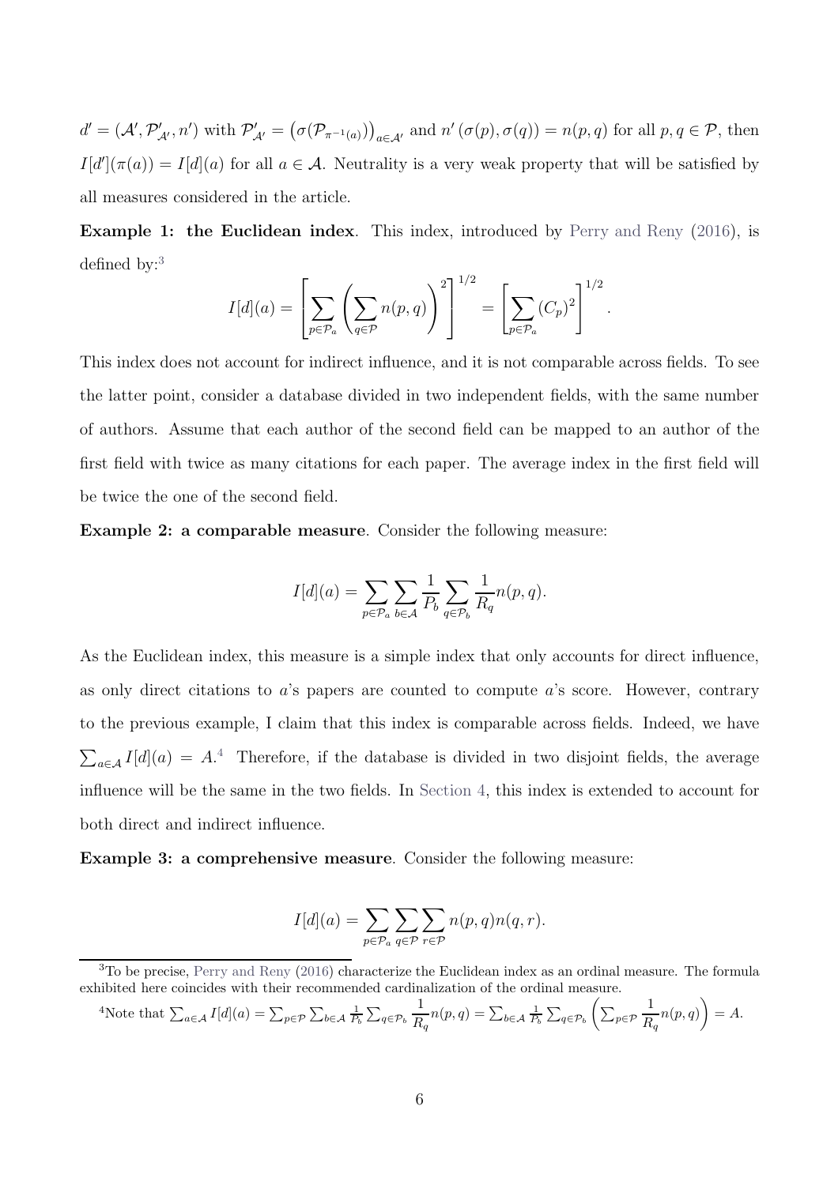$d' = (\mathcal{A}', \mathcal{P}'_{\mathcal{A}'}, n')$ with $\mathcal{P}'_{\mathcal{A}'} = \left(\sigma(\mathcal{P}_{\pi^{-1}(a)})\right)_{a\in\mathcal{A}'}$ and $n'(\sigma(p), \sigma(q)) = n(p, q)$ for all $p, q \in \mathcal{P}$, then $I[d'](\pi(a)) = I[d](a)$ for all $a \in \mathcal{A}$. Neutrality is a very weak property that will be satisfied by all measures considered in the article.

**Example 1: the Euclidean index**. This index, introduced by Perry and Reny (2016), is defined by:[3]

$$I[d](a) = \left[\sum_{p\in\mathcal{P}_a}\left(\sum_{q\in\mathcal{P}} n(p,q)\right)^2\right]^{1/2} = \left[\sum_{p\in\mathcal{P}_a}(C_p)^2\right]^{1/2}.$$

This index does not account for indirect influence, and it is not comparable across fields. To see the latter point, consider a database divided in two independent fields, with the same number of authors. Assume that each author of the second field can be mapped to an author of the first field with twice as many citations for each paper. The average index in the first field will be twice the one of the second field.

**Example 2: a comparable measure**. Consider the following measure:

$$I[d](a) = \sum_{p\in\mathcal{P}_a}\sum_{b\in\mathcal{A}}\frac{1}{P_b}\sum_{q\in\mathcal{P}_b}\frac{1}{R_q}n(p,q).$$

As the Euclidean index, this measure is a simple index that only accounts for direct influence, as only direct citations to $a$'s papers are counted to compute $a$'s score. However, contrary to the previous example, I claim that this index is comparable across fields. Indeed, we have $\sum_{a\in\mathcal{A}} I[d](a) = A$.[4] Therefore, if the database is divided in two disjoint fields, the average influence will be the same in the two fields. In Section 4, this index is extended to account for both direct and indirect influence.

**Example 3: a comprehensive measure**. Consider the following measure:

$$I[d](a) = \sum_{p\in\mathcal{P}_a}\sum_{q\in\mathcal{P}}\sum_{r\in\mathcal{P}} n(p,q)n(q,r).$$

[3] To be precise, Perry and Reny (2016) characterize the Euclidean index as an ordinal measure. The formula exhibited here coincides with their recommended cardinalization of the ordinal measure.

[4] Note that $\sum_{a\in\mathcal{A}} I[d](a) = \sum_{p\in\mathcal{P}}\sum_{b\in\mathcal{A}}\frac{1}{P_b}\sum_{q\in\mathcal{P}_b}\frac{1}{R_q}n(p,q) = \sum_{b\in\mathcal{A}}\frac{1}{P_b}\sum_{q\in\mathcal{P}_b}\left(\sum_{p\in\mathcal{P}}\frac{1}{R_q}n(p,q)\right) = A.$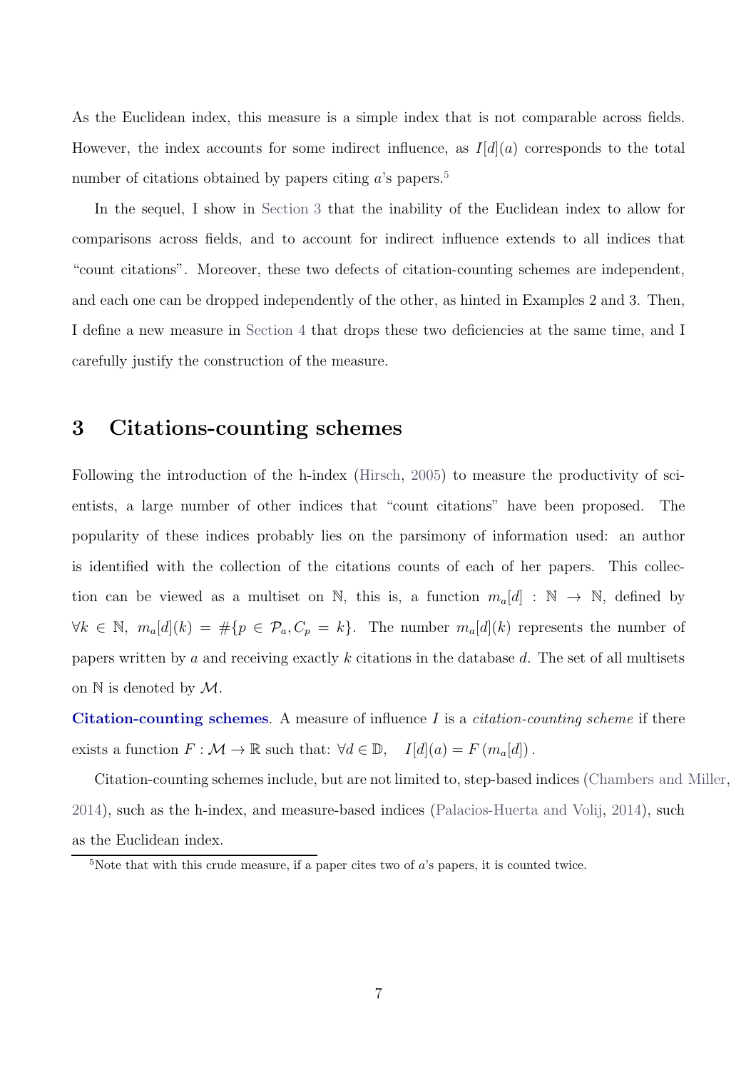As the Euclidean index, this measure is a simple index that is not comparable across fields. However, the index accounts for some indirect influence, as $I[d](a)$ corresponds to the total number of citations obtained by papers citing $a$'s papers.[5]

In the sequel, I show in Section 3 that the inability of the Euclidean index to allow for comparisons across fields, and to account for indirect influence extends to all indices that "count citations". Moreover, these two defects of citation-counting schemes are independent, and each one can be dropped independently of the other, as hinted in Examples 2 and 3. Then, I define a new measure in Section 4 that drops these two deficiencies at the same time, and I carefully justify the construction of the measure.

## 3 Citations-counting schemes

Following the introduction of the h-index (Hirsch, 2005) to measure the productivity of scientists, a large number of other indices that "count citations" have been proposed. The popularity of these indices probably lies on the parsimony of information used: an author is identified with the collection of the citations counts of each of her papers. This collection can be viewed as a multiset on $\mathbb{N}$, this is, a function $m_a[d] : \mathbb{N} \to \mathbb{N}$, defined by $\forall k \in \mathbb{N},\ m_a[d](k) = \#\{p \in \mathcal{P}_a, C_p = k\}$. The number $m_a[d](k)$ represents the number of papers written by $a$ and receiving exactly $k$ citations in the database $d$. The set of all multisets on $\mathbb{N}$ is denoted by $\mathcal{M}$.

**Citation-counting schemes**. A measure of influence $I$ is a *citation-counting scheme* if there exists a function $F : \mathcal{M} \to \mathbb{R}$ such that: $\forall d \in \mathbb{D}, \quad I[d](a) = F(m_a[d])$.

Citation-counting schemes include, but are not limited to, step-based indices (Chambers and Miller, 2014), such as the h-index, and measure-based indices (Palacios-Huerta and Volij, 2014), such as the Euclidean index.

[5] Note that with this crude measure, if a paper cites two of $a$'s papers, it is counted twice.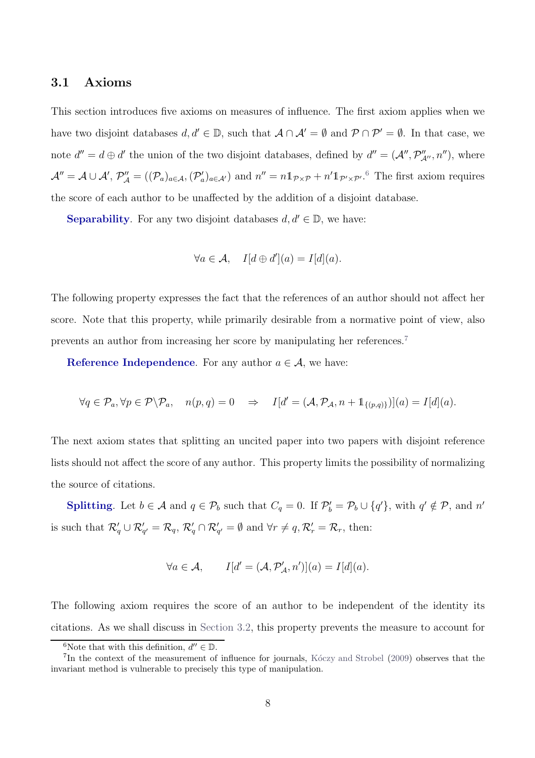### 3.1 Axioms

This section introduces five axioms on measures of influence. The first axiom applies when we have two disjoint databases $d, d' \in \mathbb{D}$, such that $\mathcal{A} \cap \mathcal{A}' = \emptyset$ and $\mathcal{P} \cap \mathcal{P}' = \emptyset$. In that case, we note $d'' = d \oplus d'$ the union of the two disjoint databases, defined by $d'' = (\mathcal{A}'', \mathcal{P}''_{\mathcal{A}''}, n'')$, where $\mathcal{A}'' = \mathcal{A} \cup \mathcal{A}'$, $\mathcal{P}''_{\mathcal{A}} = ((\mathcal{P}_a)_{a \in \mathcal{A}}, (\mathcal{P}'_a)_{a \in \mathcal{A}'})$ and $n'' = n \mathbb{1}_{\mathcal{P} \times \mathcal{P}} + n' \mathbb{1}_{\mathcal{P}' \times \mathcal{P}'}$.[6] The first axiom requires the score of each author to be unaffected by the addition of a disjoint database.

**Separability**. For any two disjoint databases $d, d' \in \mathbb{D}$, we have:

$$\forall a \in \mathcal{A}, \quad I[d \oplus d'](a) = I[d](a).$$

The following property expresses the fact that the references of an author should not affect her score. Note that this property, while primarily desirable from a normative point of view, also prevents an author from increasing her score by manipulating her references.[7]

**Reference Independence**. For any author $a \in \mathcal{A}$, we have:

$$\forall q \in \mathcal{P}_a, \forall p \in \mathcal{P} \backslash \mathcal{P}_a, \quad n(p, q) = 0 \quad \Rightarrow \quad I[d' = (\mathcal{A}, \mathcal{P}_{\mathcal{A}}, n + \mathbb{1}_{\{(p,q)\}})](a) = I[d](a).$$

The next axiom states that splitting an uncited paper into two papers with disjoint reference lists should not affect the score of any author. This property limits the possibility of normalizing the source of citations.

**Splitting**. Let $b \in \mathcal{A}$ and $q \in \mathcal{P}_b$ such that $C_q = 0$. If $\mathcal{P}'_b = \mathcal{P}_b \cup \{q'\}$, with $q' \notin \mathcal{P}$, and $n'$ is such that $\mathcal{R}'_q \cup \mathcal{R}'_{q'} = \mathcal{R}_q$, $\mathcal{R}'_q \cap \mathcal{R}'_{q'} = \emptyset$ and $\forall r \neq q, \mathcal{R}'_r = \mathcal{R}_r$, then:

$$\forall a \in \mathcal{A}, \qquad I[d' = (\mathcal{A}, \mathcal{P}'_{\mathcal{A}}, n')](a) = I[d](a).$$

The following axiom requires the score of an author to be independent of the identity its citations. As we shall discuss in Section 3.2, this property prevents the measure to account for

[6] Note that with this definition, $d'' \in \mathbb{D}$.

[7] In the context of the measurement of influence for journals, Kóczy and Strobel (2009) observes that the invariant method is vulnerable to precisely this type of manipulation.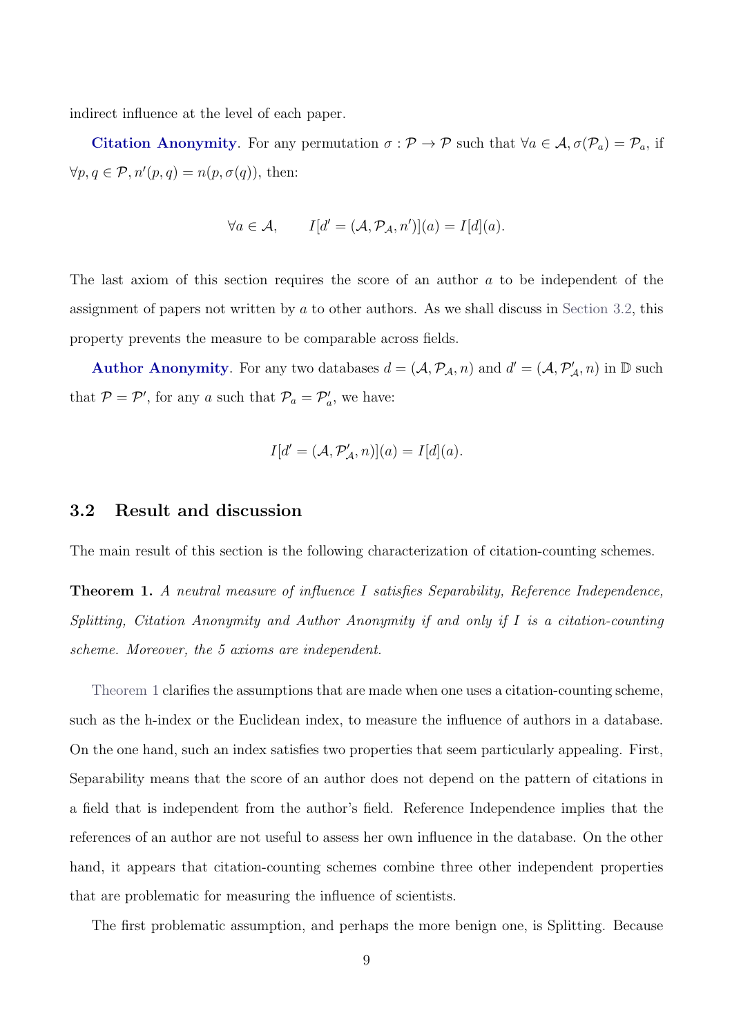indirect influence at the level of each paper.

**Citation Anonymity**. For any permutation $\sigma : \mathcal{P} \to \mathcal{P}$ such that $\forall a \in \mathcal{A}, \sigma(\mathcal{P}_a) = \mathcal{P}_a$, if $\forall p, q \in \mathcal{P}, n'(p, q) = n(p, \sigma(q))$, then:

$$\forall a \in \mathcal{A}, \qquad I[d' = (\mathcal{A}, \mathcal{P}_{\mathcal{A}}, n')](a) = I[d](a).$$

The last axiom of this section requires the score of an author $a$ to be independent of the assignment of papers not written by $a$ to other authors. As we shall discuss in Section 3.2, this property prevents the measure to be comparable across fields.

**Author Anonymity**. For any two databases $d = (\mathcal{A}, \mathcal{P}_{\mathcal{A}}, n)$ and $d' = (\mathcal{A}, \mathcal{P}'_{\mathcal{A}}, n)$ in $\mathbb{D}$ such that $\mathcal{P} = \mathcal{P}'$, for any $a$ such that $\mathcal{P}_a = \mathcal{P}'_a$, we have:

$$I[d' = (\mathcal{A}, \mathcal{P}'_{\mathcal{A}}, n)](a) = I[d](a).$$

## 3.2 Result and discussion

The main result of this section is the following characterization of citation-counting schemes.

**Theorem 1.** *A neutral measure of influence $I$ satisfies Separability, Reference Independence, Splitting, Citation Anonymity and Author Anonymity if and only if $I$ is a citation-counting scheme. Moreover, the 5 axioms are independent.*

Theorem 1 clarifies the assumptions that are made when one uses a citation-counting scheme, such as the h-index or the Euclidean index, to measure the influence of authors in a database. On the one hand, such an index satisfies two properties that seem particularly appealing. First, Separability means that the score of an author does not depend on the pattern of citations in a field that is independent from the author's field. Reference Independence implies that the references of an author are not useful to assess her own influence in the database. On the other hand, it appears that citation-counting schemes combine three other independent properties that are problematic for measuring the influence of scientists.

The first problematic assumption, and perhaps the more benign one, is Splitting. Because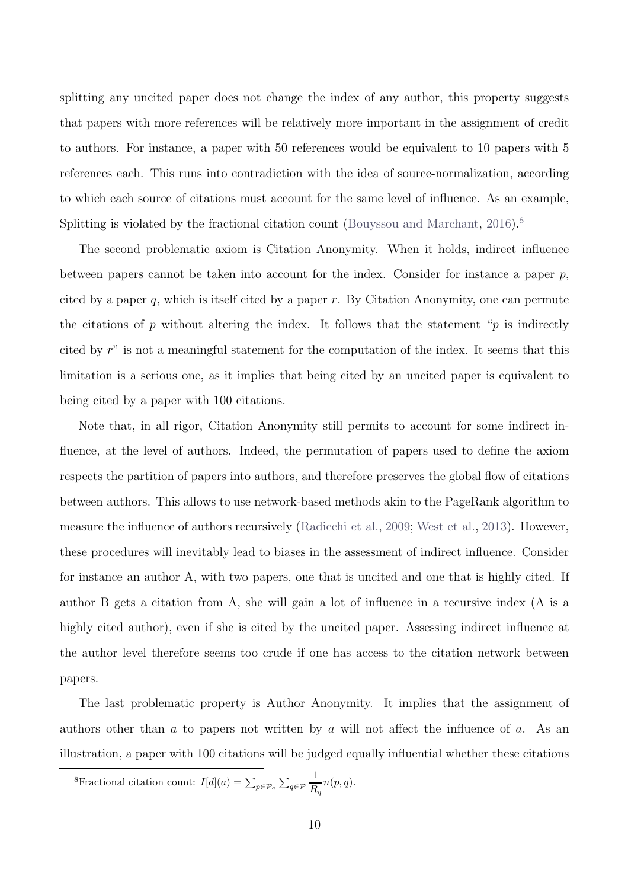splitting any uncited paper does not change the index of any author, this property suggests that papers with more references will be relatively more important in the assignment of credit to authors. For instance, a paper with 50 references would be equivalent to 10 papers with 5 references each. This runs into contradiction with the idea of source-normalization, according to which each source of citations must account for the same level of influence. As an example, Splitting is violated by the fractional citation count (Bouyssou and Marchant, 2016).[8]

The second problematic axiom is Citation Anonymity. When it holds, indirect influence between papers cannot be taken into account for the index. Consider for instance a paper $p$, cited by a paper $q$, which is itself cited by a paper $r$. By Citation Anonymity, one can permute the citations of $p$ without altering the index. It follows that the statement "$p$ is indirectly cited by $r$" is not a meaningful statement for the computation of the index. It seems that this limitation is a serious one, as it implies that being cited by an uncited paper is equivalent to being cited by a paper with 100 citations.

Note that, in all rigor, Citation Anonymity still permits to account for some indirect influence, at the level of authors. Indeed, the permutation of papers used to define the axiom respects the partition of papers into authors, and therefore preserves the global flow of citations between authors. This allows to use network-based methods akin to the PageRank algorithm to measure the influence of authors recursively (Radicchi et al., 2009; West et al., 2013). However, these procedures will inevitably lead to biases in the assessment of indirect influence. Consider for instance an author A, with two papers, one that is uncited and one that is highly cited. If author B gets a citation from A, she will gain a lot of influence in a recursive index (A is a highly cited author), even if she is cited by the uncited paper. Assessing indirect influence at the author level therefore seems too crude if one has access to the citation network between papers.

The last problematic property is Author Anonymity. It implies that the assignment of authors other than $a$ to papers not written by $a$ will not affect the influence of $a$. As an illustration, a paper with 100 citations will be judged equally influential whether these citations

[8] Fractional citation count: $I[d](a) = \sum_{p \in \mathcal{P}_a} \sum_{q \in \mathcal{P}} \frac{1}{R_q} n(p,q)$.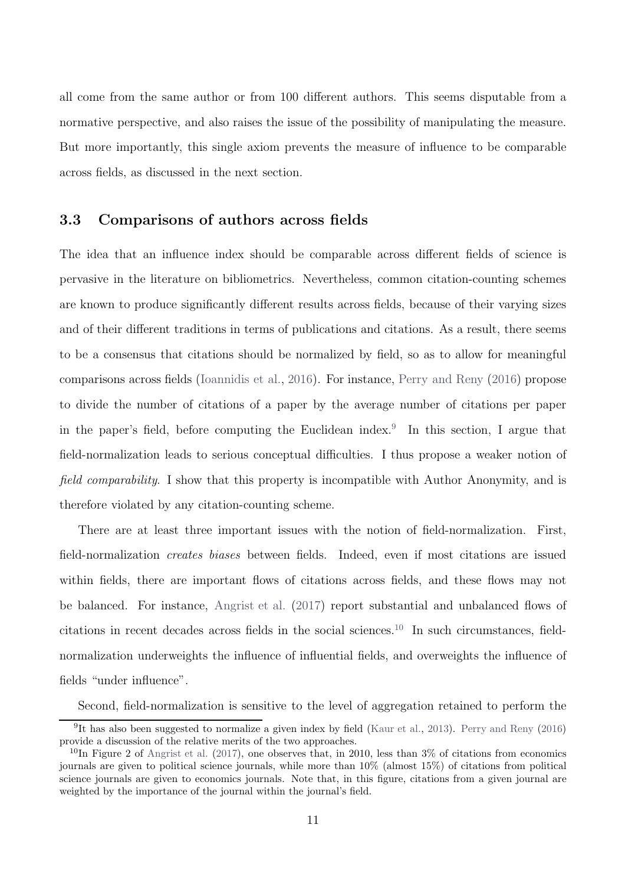all come from the same author or from 100 different authors. This seems disputable from a normative perspective, and also raises the issue of the possibility of manipulating the measure. But more importantly, this single axiom prevents the measure of influence to be comparable across fields, as discussed in the next section.

### 3.3 Comparisons of authors across fields

The idea that an influence index should be comparable across different fields of science is pervasive in the literature on bibliometrics. Nevertheless, common citation-counting schemes are known to produce significantly different results across fields, because of their varying sizes and of their different traditions in terms of publications and citations. As a result, there seems to be a consensus that citations should be normalized by field, so as to allow for meaningful comparisons across fields (Ioannidis et al., 2016). For instance, Perry and Reny (2016) propose to divide the number of citations of a paper by the average number of citations per paper in the paper's field, before computing the Euclidean index.[9] In this section, I argue that field-normalization leads to serious conceptual difficulties. I thus propose a weaker notion of *field comparability*. I show that this property is incompatible with Author Anonymity, and is therefore violated by any citation-counting scheme.

There are at least three important issues with the notion of field-normalization. First, field-normalization *creates biases* between fields. Indeed, even if most citations are issued within fields, there are important flows of citations across fields, and these flows may not be balanced. For instance, Angrist et al. (2017) report substantial and unbalanced flows of citations in recent decades across fields in the social sciences.[10] In such circumstances, field-normalization underweights the influence of influential fields, and overweights the influence of fields "under influence".

Second, field-normalization is sensitive to the level of aggregation retained to perform the

[9] It has also been suggested to normalize a given index by field (Kaur et al., 2013). Perry and Reny (2016) provide a discussion of the relative merits of the two approaches.

[10] In Figure 2 of Angrist et al. (2017), one observes that, in 2010, less than 3% of citations from economics journals are given to political science journals, while more than 10% (almost 15%) of citations from political science journals are given to economics journals. Note that, in this figure, citations from a given journal are weighted by the importance of the journal within the journal's field.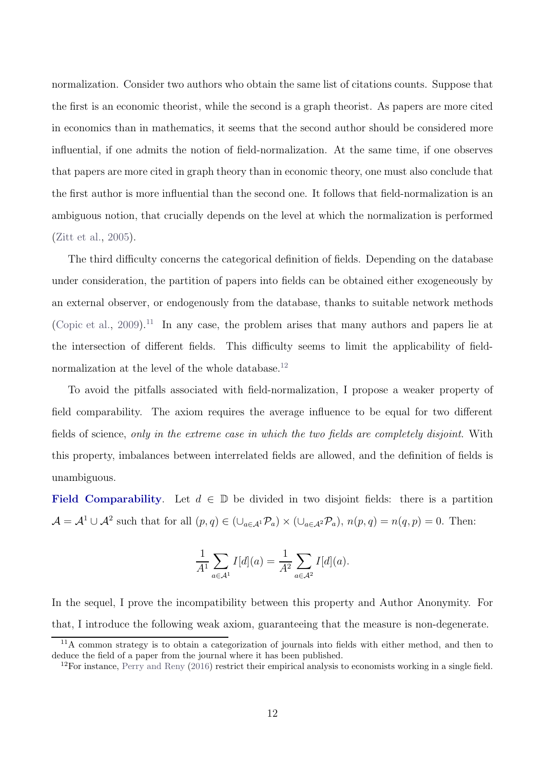normalization. Consider two authors who obtain the same list of citations counts. Suppose that the first is an economic theorist, while the second is a graph theorist. As papers are more cited in economics than in mathematics, it seems that the second author should be considered more influential, if one admits the notion of field-normalization. At the same time, if one observes that papers are more cited in graph theory than in economic theory, one must also conclude that the first author is more influential than the second one. It follows that field-normalization is an ambiguous notion, that crucially depends on the level at which the normalization is performed (Zitt et al., 2005).

The third difficulty concerns the categorical definition of fields. Depending on the database under consideration, the partition of papers into fields can be obtained either exogeneously by an external observer, or endogenously from the database, thanks to suitable network methods (Copic et al., 2009).[11] In any case, the problem arises that many authors and papers lie at the intersection of different fields. This difficulty seems to limit the applicability of field-normalization at the level of the whole database.[12]

To avoid the pitfalls associated with field-normalization, I propose a weaker property of field comparability. The axiom requires the average influence to be equal for two different fields of science, *only in the extreme case in which the two fields are completely disjoint*. With this property, imbalances between interrelated fields are allowed, and the definition of fields is unambiguous.

**Field Comparability**. Let $d \in \mathbb{D}$ be divided in two disjoint fields: there is a partition $\mathcal{A} = \mathcal{A}^1 \cup \mathcal{A}^2$ such that for all $(p, q) \in (\cup_{a \in \mathcal{A}^1} \mathcal{P}_a) \times (\cup_{a \in \mathcal{A}^2} \mathcal{P}_a)$, $n(p, q) = n(q, p) = 0$. Then:

$$\frac{1}{A^1} \sum_{a \in \mathcal{A}^1} I[d](a) = \frac{1}{A^2} \sum_{a \in \mathcal{A}^2} I[d](a).$$

In the sequel, I prove the incompatibility between this property and Author Anonymity. For that, I introduce the following weak axiom, guaranteeing that the measure is non-degenerate.

[11] A common strategy is to obtain a categorization of journals into fields with either method, and then to deduce the field of a paper from the journal where it has been published.

[12] For instance, Perry and Reny (2016) restrict their empirical analysis to economists working in a single field.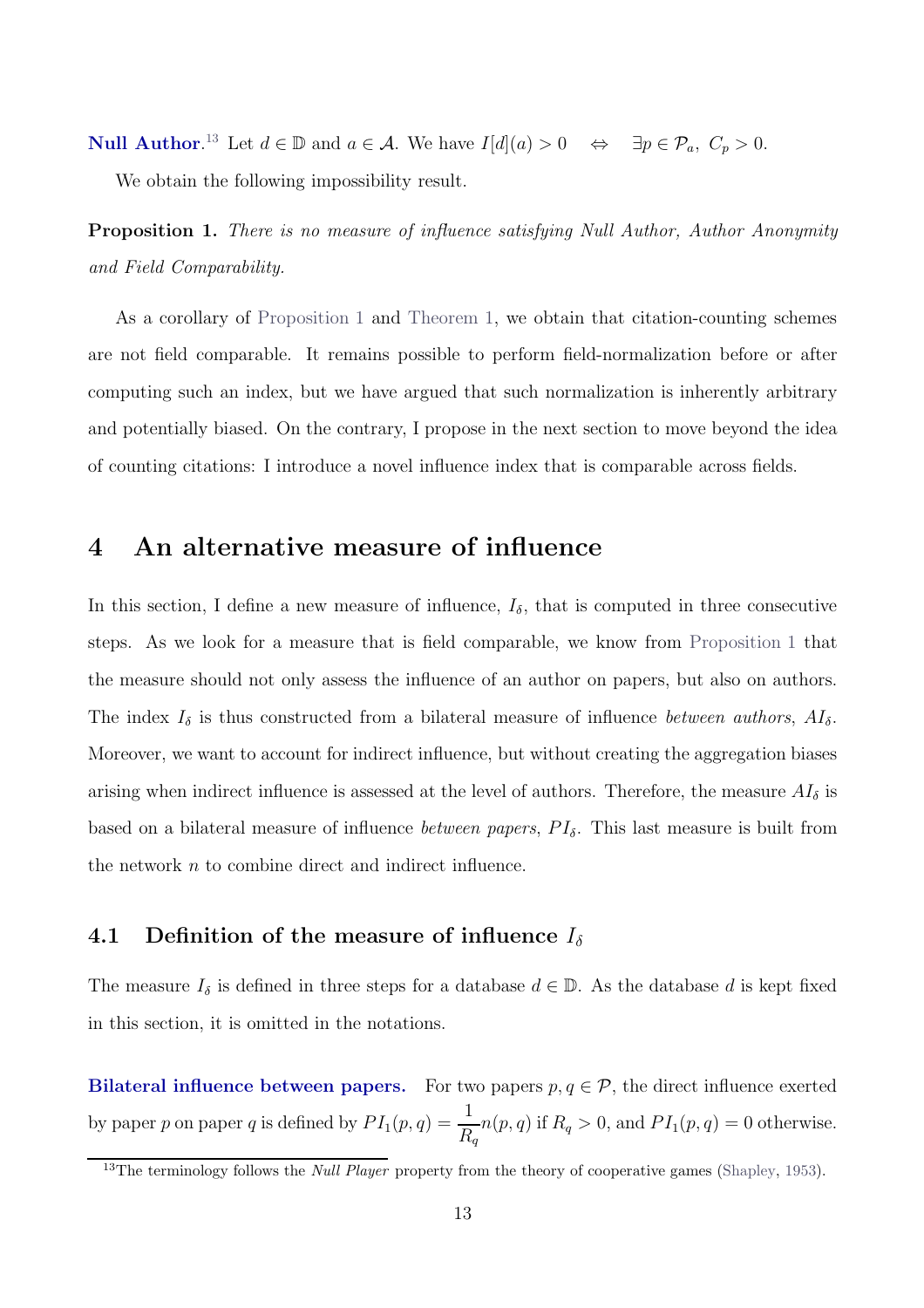**Null Author**.[13] Let $d \in \mathbb{D}$ and $a \in \mathcal{A}$. We have $I[d](a) > 0 \quad \Leftrightarrow \quad \exists p \in \mathcal{P}_a,\ C_p > 0$.

We obtain the following impossibility result.

**Proposition 1.** *There is no measure of influence satisfying Null Author, Author Anonymity and Field Comparability.*

As a corollary of Proposition 1 and Theorem 1, we obtain that citation-counting schemes are not field comparable. It remains possible to perform field-normalization before or after computing such an index, but we have argued that such normalization is inherently arbitrary and potentially biased. On the contrary, I propose in the next section to move beyond the idea of counting citations: I introduce a novel influence index that is comparable across fields.

# 4 An alternative measure of influence

In this section, I define a new measure of influence, $I_\delta$, that is computed in three consecutive steps. As we look for a measure that is field comparable, we know from Proposition 1 that the measure should not only assess the influence of an author on papers, but also on authors. The index $I_\delta$ is thus constructed from a bilateral measure of influence *between authors*, $AI_\delta$. Moreover, we want to account for indirect influence, but without creating the aggregation biases arising when indirect influence is assessed at the level of authors. Therefore, the measure $AI_\delta$ is based on a bilateral measure of influence *between papers*, $PI_\delta$. This last measure is built from the network $n$ to combine direct and indirect influence.

## 4.1 Definition of the measure of influence $I_\delta$

The measure $I_\delta$ is defined in three steps for a database $d \in \mathbb{D}$. As the database $d$ is kept fixed in this section, it is omitted in the notations.

**Bilateral influence between papers.** For two papers $p, q \in \mathcal{P}$, the direct influence exerted by paper $p$ on paper $q$ is defined by $PI_1(p,q) = \dfrac{1}{R_q} n(p,q)$ if $R_q > 0$, and $PI_1(p,q) = 0$ otherwise.

[13] The terminology follows the *Null Player* property from the theory of cooperative games (Shapley, 1953).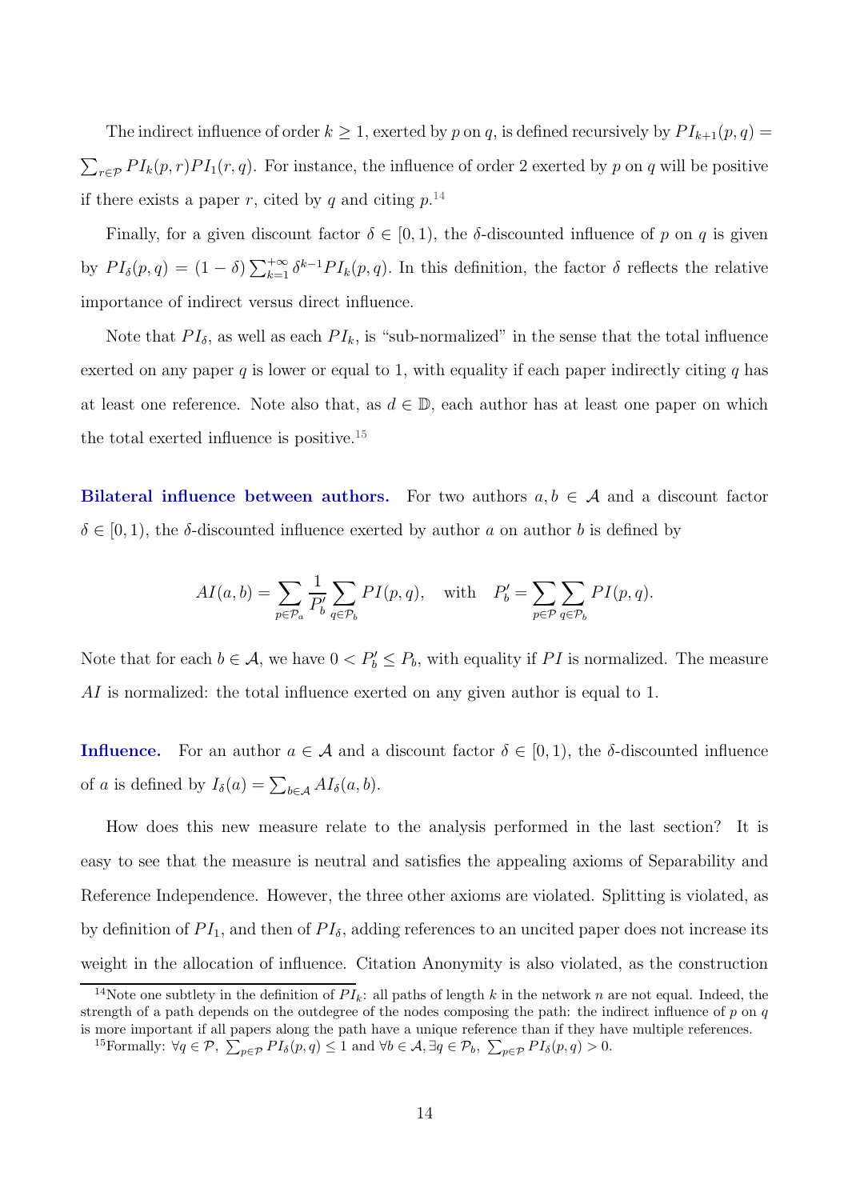The indirect influence of order $k \geq 1$, exerted by $p$ on $q$, is defined recursively by $PI_{k+1}(p,q) = \sum_{r \in \mathcal{P}} PI_k(p,r) PI_1(r,q)$. For instance, the influence of order 2 exerted by $p$ on $q$ will be positive if there exists a paper $r$, cited by $q$ and citing $p$.[14]

Finally, for a given discount factor $\delta \in [0,1)$, the $\delta$-discounted influence of $p$ on $q$ is given by $PI_\delta(p,q) = (1-\delta) \sum_{k=1}^{+\infty} \delta^{k-1} PI_k(p,q)$. In this definition, the factor $\delta$ reflects the relative importance of indirect versus direct influence.

Note that $PI_\delta$, as well as each $PI_k$, is "sub-normalized" in the sense that the total influence exerted on any paper $q$ is lower or equal to 1, with equality if each paper indirectly citing $q$ has at least one reference. Note also that, as $d \in \mathbb{D}$, each author has at least one paper on which the total exerted influence is positive.[15]

**Bilateral influence between authors.** For two authors $a, b \in \mathcal{A}$ and a discount factor $\delta \in [0,1)$, the $\delta$-discounted influence exerted by author $a$ on author $b$ is defined by

$$AI(a,b) = \sum_{p \in \mathcal{P}_a} \frac{1}{P'_b} \sum_{q \in \mathcal{P}_b} PI(p,q), \quad \text{with} \quad P'_b = \sum_{p \in \mathcal{P}} \sum_{q \in \mathcal{P}_b} PI(p,q).$$

Note that for each $b \in \mathcal{A}$, we have $0 < P'_b \leq P_b$, with equality if $PI$ is normalized. The measure $AI$ is normalized: the total influence exerted on any given author is equal to 1.

**Influence.** For an author $a \in \mathcal{A}$ and a discount factor $\delta \in [0,1)$, the $\delta$-discounted influence of $a$ is defined by $I_\delta(a) = \sum_{b \in \mathcal{A}} AI_\delta(a,b)$.

How does this new measure relate to the analysis performed in the last section? It is easy to see that the measure is neutral and satisfies the appealing axioms of Separability and Reference Independence. However, the three other axioms are violated. Splitting is violated, as by definition of $PI_1$, and then of $PI_\delta$, adding references to an uncited paper does not increase its weight in the allocation of influence. Citation Anonymity is also violated, as the construction

[14] Note one subtlety in the definition of $PI_k$: all paths of length $k$ in the network $n$ are not equal. Indeed, the strength of a path depends on the outdegree of the nodes composing the path: the indirect influence of $p$ on $q$ is more important if all papers along the path have a unique reference than if they have multiple references.

[15] Formally: $\forall q \in \mathcal{P}, \sum_{p \in \mathcal{P}} PI_\delta(p,q) \leq 1$ and $\forall b \in \mathcal{A}, \exists q \in \mathcal{P}_b, \sum_{p \in \mathcal{P}} PI_\delta(p,q) > 0$.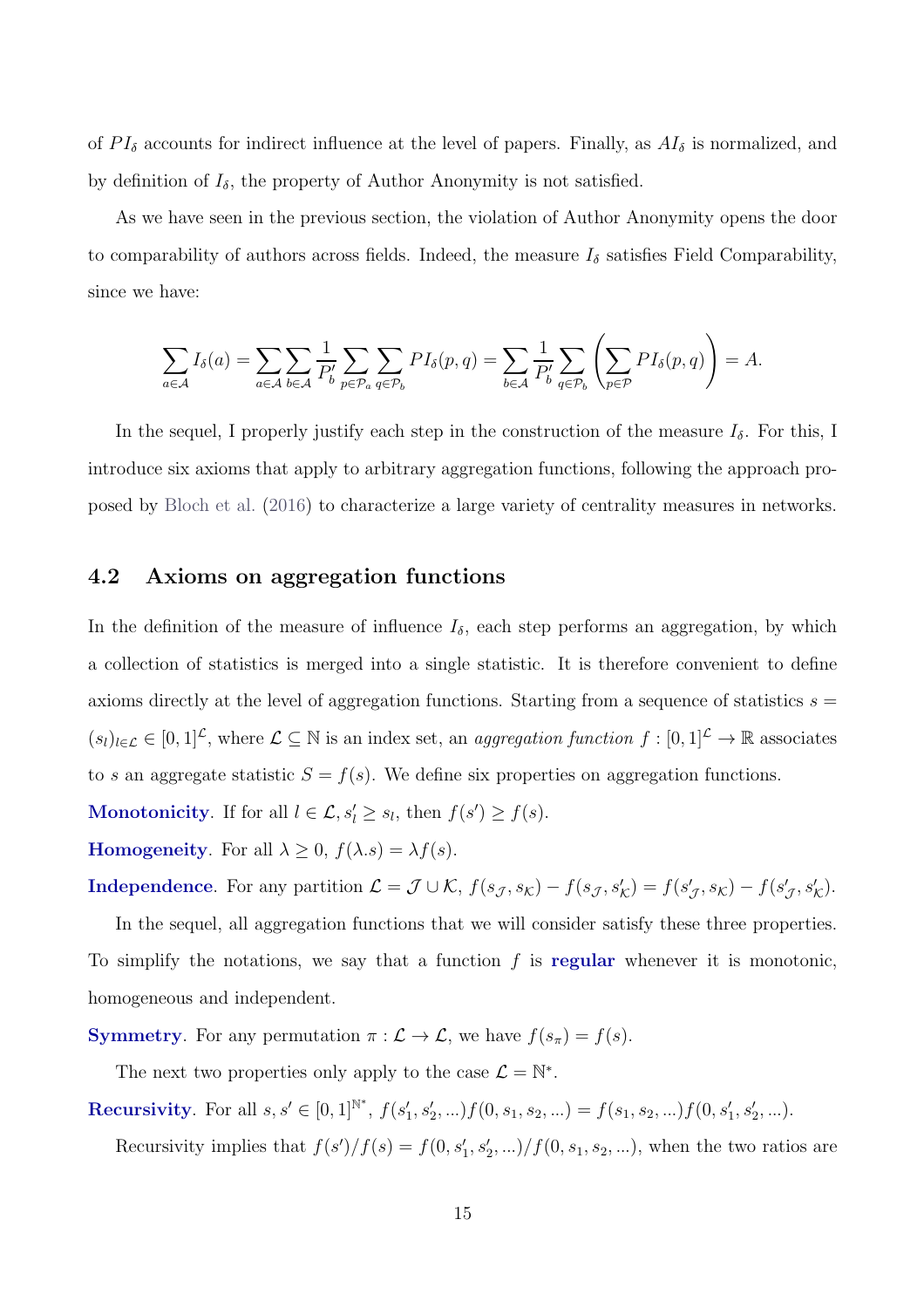of $PI_\delta$ accounts for indirect influence at the level of papers. Finally, as $AI_\delta$ is normalized, and by definition of $I_\delta$, the property of Author Anonymity is not satisfied.

As we have seen in the previous section, the violation of Author Anonymity opens the door to comparability of authors across fields. Indeed, the measure $I_\delta$ satisfies Field Comparability, since we have:

$$\sum_{a\in\mathcal{A}} I_\delta(a) = \sum_{a\in\mathcal{A}}\sum_{b\in\mathcal{A}} \frac{1}{P'_b} \sum_{p\in\mathcal{P}_a}\sum_{q\in\mathcal{P}_b} PI_\delta(p,q) = \sum_{b\in\mathcal{A}} \frac{1}{P'_b} \sum_{q\in\mathcal{P}_b} \left( \sum_{p\in\mathcal{P}} PI_\delta(p,q) \right) = A.$$

In the sequel, I properly justify each step in the construction of the measure $I_\delta$. For this, I introduce six axioms that apply to arbitrary aggregation functions, following the approach proposed by Bloch et al. (2016) to characterize a large variety of centrality measures in networks.

## 4.2 Axioms on aggregation functions

In the definition of the measure of influence $I_\delta$, each step performs an aggregation, by which a collection of statistics is merged into a single statistic. It is therefore convenient to define axioms directly at the level of aggregation functions. Starting from a sequence of statistics $s = (s_l)_{l\in\mathcal{L}} \in [0,1]^{\mathcal{L}}$, where $\mathcal{L} \subseteq \mathbb{N}$ is an index set, an *aggregation function* $f : [0,1]^{\mathcal{L}} \to \mathbb{R}$ associates to $s$ an aggregate statistic $S = f(s)$. We define six properties on aggregation functions.

**Monotonicity**. If for all $l \in \mathcal{L}$, $s'_l \geq s_l$, then $f(s') \geq f(s)$.

**Homogeneity**. For all $\lambda \geq 0$, $f(\lambda.s) = \lambda f(s)$.

**Independence**. For any partition $\mathcal{L} = \mathcal{J} \cup \mathcal{K}$, $f(s_{\mathcal{J}}, s_{\mathcal{K}}) - f(s_{\mathcal{J}}, s'_{\mathcal{K}}) = f(s'_{\mathcal{J}}, s_{\mathcal{K}}) - f(s'_{\mathcal{J}}, s'_{\mathcal{K}})$.

In the sequel, all aggregation functions that we will consider satisfy these three properties. To simplify the notations, we say that a function $f$ is **regular** whenever it is monotonic, homogeneous and independent.

**Symmetry**. For any permutation $\pi : \mathcal{L} \to \mathcal{L}$, we have $f(s_\pi) = f(s)$.

The next two properties only apply to the case $\mathcal{L} = \mathbb{N}^*$.

**Recursivity**. For all $s, s' \in [0,1]^{\mathbb{N}^*}$, $f(s'_1, s'_2, ...)f(0, s_1, s_2, ...) = f(s_1, s_2, ...)f(0, s'_1, s'_2, ...)$.

Recursivity implies that $f(s')/f(s) = f(0, s'_1, s'_2, ...)/f(0, s_1, s_2, ...)$, when the two ratios are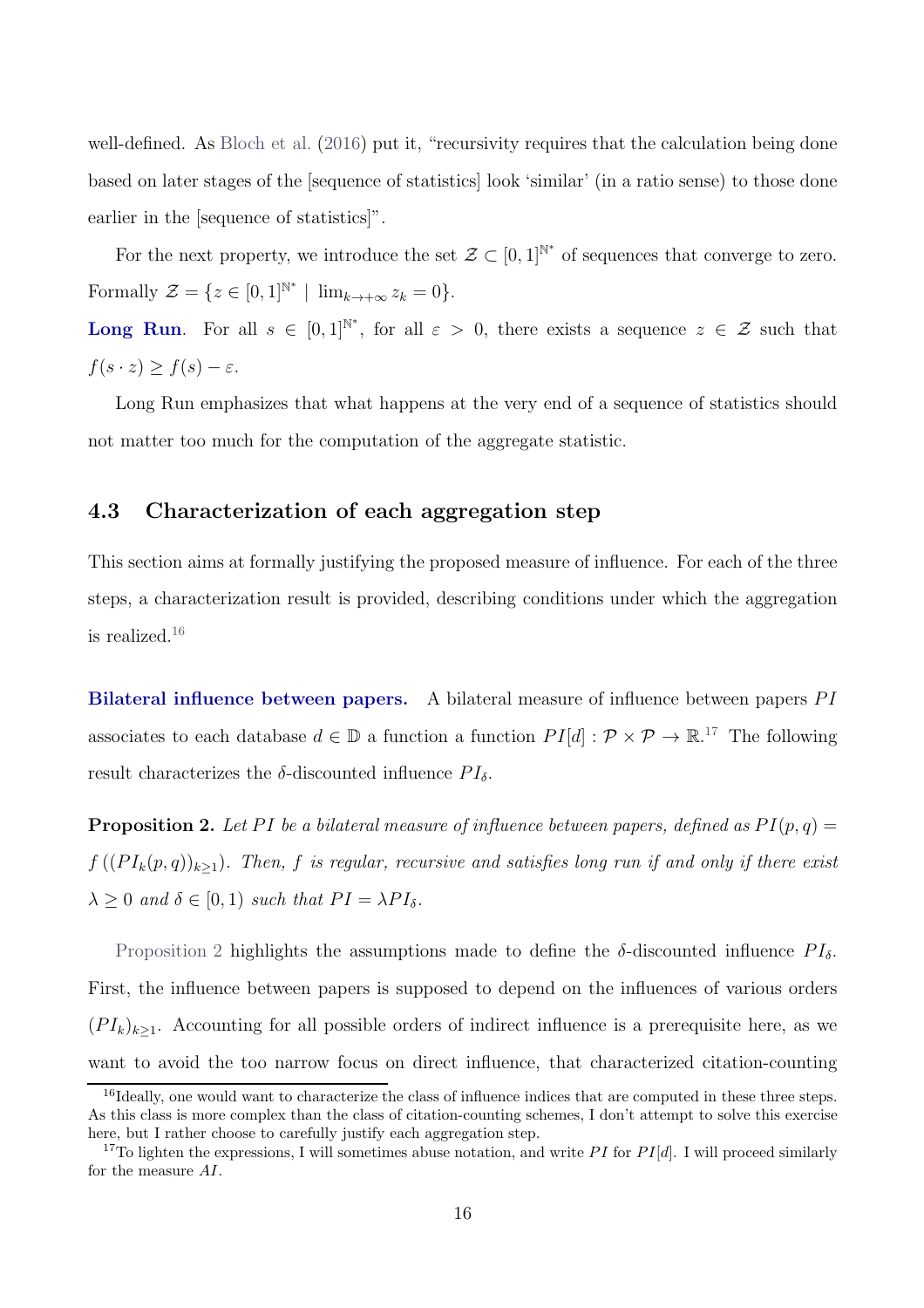well-defined. As Bloch et al. (2016) put it, "recursivity requires that the calculation being done based on later stages of the [sequence of statistics] look 'similar' (in a ratio sense) to those done earlier in the [sequence of statistics]".

For the next property, we introduce the set $\mathcal{Z} \subset [0,1]^{\mathbb{N}^*}$ of sequences that converge to zero. Formally $\mathcal{Z} = \{z \in [0,1]^{\mathbb{N}^*} \mid \lim_{k\to+\infty} z_k = 0\}$.

**Long Run**. For all $s \in [0,1]^{\mathbb{N}^*}$, for all $\varepsilon > 0$, there exists a sequence $z \in \mathcal{Z}$ such that $f(s \cdot z) \geq f(s) - \varepsilon$.

Long Run emphasizes that what happens at the very end of a sequence of statistics should not matter too much for the computation of the aggregate statistic.

### 4.3 Characterization of each aggregation step

This section aims at formally justifying the proposed measure of influence. For each of the three steps, a characterization result is provided, describing conditions under which the aggregation is realized.[16]

**Bilateral influence between papers.** A bilateral measure of influence between papers $PI$ associates to each database $d \in \mathbb{D}$ a function a function $PI[d] : \mathcal{P} \times \mathcal{P} \to \mathbb{R}$.[17] The following result characterizes the $\delta$-discounted influence $PI_\delta$.

**Proposition 2.** *Let $PI$ be a bilateral measure of influence between papers, defined as $PI(p,q) = f\left((PI_k(p,q))_{k\geq 1}\right)$. Then, $f$ is regular, recursive and satisfies long run if and only if there exist $\lambda \geq 0$ and $\delta \in [0,1)$ such that $PI = \lambda PI_\delta$.*

Proposition 2 highlights the assumptions made to define the $\delta$-discounted influence $PI_\delta$. First, the influence between papers is supposed to depend on the influences of various orders $(PI_k)_{k\geq 1}$. Accounting for all possible orders of indirect influence is a prerequisite here, as we want to avoid the too narrow focus on direct influence, that characterized citation-counting

[16] Ideally, one would want to characterize the class of influence indices that are computed in these three steps. As this class is more complex than the class of citation-counting schemes, I don't attempt to solve this exercise here, but I rather choose to carefully justify each aggregation step.

[17] To lighten the expressions, I will sometimes abuse notation, and write $PI$ for $PI[d]$. I will proceed similarly for the measure $AI$.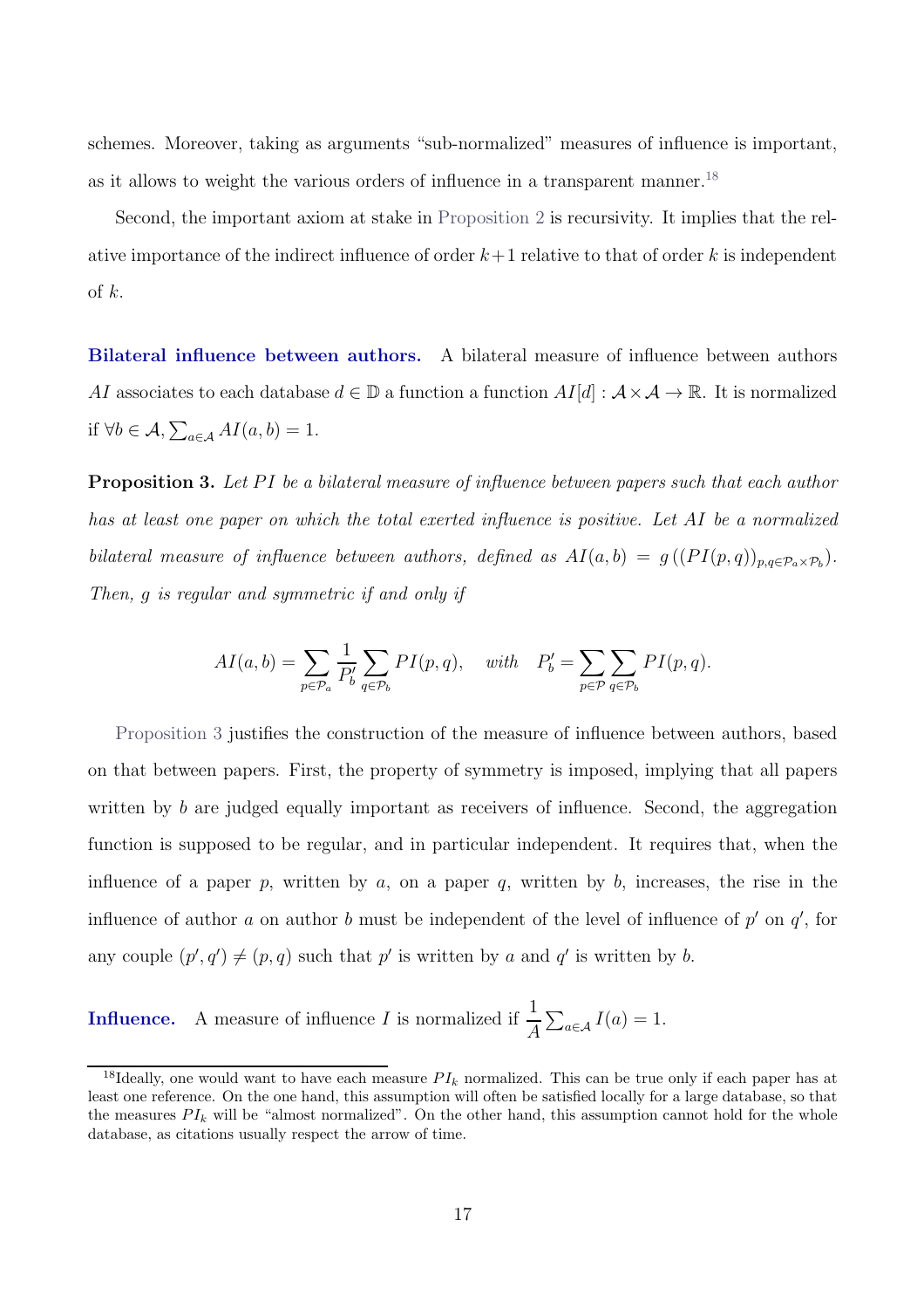schemes. Moreover, taking as arguments "sub-normalized" measures of influence is important, as it allows to weight the various orders of influence in a transparent manner.[18]

Second, the important axiom at stake in Proposition 2 is recursivity. It implies that the relative importance of the indirect influence of order $k+1$ relative to that of order $k$ is independent of $k$.

**Bilateral influence between authors.** A bilateral measure of influence between authors $AI$ associates to each database $d \in \mathbb{D}$ a function a function $AI[d] : \mathcal{A} \times \mathcal{A} \to \mathbb{R}$. It is normalized if $\forall b \in \mathcal{A}, \sum_{a \in \mathcal{A}} AI(a,b) = 1$.

**Proposition 3.** *Let $PI$ be a bilateral measure of influence between papers such that each author has at least one paper on which the total exerted influence is positive. Let $AI$ be a normalized bilateral measure of influence between authors, defined as $AI(a,b) = g\left((PI(p,q))_{p,q \in \mathcal{P}_a \times \mathcal{P}_b}\right)$. Then, $g$ is regular and symmetric if and only if*

$$AI(a,b) = \sum_{p \in \mathcal{P}_a} \frac{1}{P'_b} \sum_{q \in \mathcal{P}_b} PI(p,q), \quad \textit{with} \quad P'_b = \sum_{p \in \mathcal{P}} \sum_{q \in \mathcal{P}_b} PI(p,q).$$

Proposition 3 justifies the construction of the measure of influence between authors, based on that between papers. First, the property of symmetry is imposed, implying that all papers written by $b$ are judged equally important as receivers of influence. Second, the aggregation function is supposed to be regular, and in particular independent. It requires that, when the influence of a paper $p$, written by $a$, on a paper $q$, written by $b$, increases, the rise in the influence of author $a$ on author $b$ must be independent of the level of influence of $p'$ on $q'$, for any couple $(p', q') \neq (p,q)$ such that $p'$ is written by $a$ and $q'$ is written by $b$.

**Influence.** A measure of influence $I$ is normalized if $\frac{1}{A} \sum_{a \in \mathcal{A}} I(a) = 1$.

[18] Ideally, one would want to have each measure $PI_k$ normalized. This can be true only if each paper has at least one reference. On the one hand, this assumption will often be satisfied locally for a large database, so that the measures $PI_k$ will be "almost normalized". On the other hand, this assumption cannot hold for the whole database, as citations usually respect the arrow of time.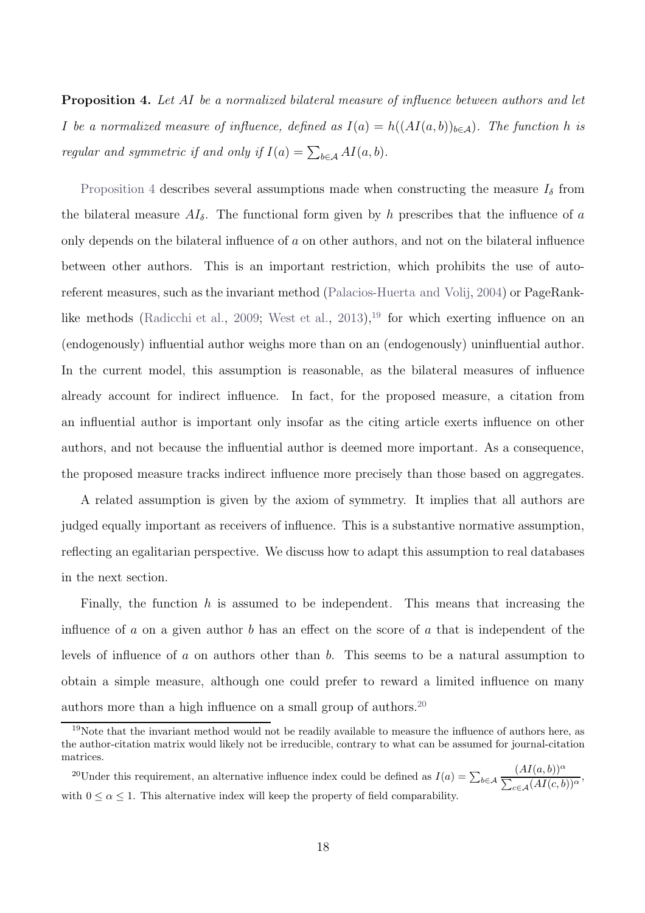**Proposition 4.** *Let $AI$ be a normalized bilateral measure of influence between authors and let $I$ be a normalized measure of influence, defined as $I(a) = h((AI(a,b))_{b \in \mathcal{A}})$. The function $h$ is regular and symmetric if and only if $I(a) = \sum_{b \in \mathcal{A}} AI(a,b)$.*

Proposition 4 describes several assumptions made when constructing the measure $I_\delta$ from the bilateral measure $AI_\delta$. The functional form given by $h$ prescribes that the influence of $a$ only depends on the bilateral influence of $a$ on other authors, and not on the bilateral influence between other authors. This is an important restriction, which prohibits the use of auto-referent measures, such as the invariant method (Palacios-Huerta and Volij, 2004) or PageRank-like methods (Radicchi et al., 2009; West et al., 2013),[19] for which exerting influence on an (endogenously) influential author weighs more than on an (endogenously) uninfluential author. In the current model, this assumption is reasonable, as the bilateral measures of influence already account for indirect influence. In fact, for the proposed measure, a citation from an influential author is important only insofar as the citing article exerts influence on other authors, and not because the influential author is deemed more important. As a consequence, the proposed measure tracks indirect influence more precisely than those based on aggregates.

A related assumption is given by the axiom of symmetry. It implies that all authors are judged equally important as receivers of influence. This is a substantive normative assumption, reflecting an egalitarian perspective. We discuss how to adapt this assumption to real databases in the next section.

Finally, the function $h$ is assumed to be independent. This means that increasing the influence of $a$ on a given author $b$ has an effect on the score of $a$ that is independent of the levels of influence of $a$ on authors other than $b$. This seems to be a natural assumption to obtain a simple measure, although one could prefer to reward a limited influence on many authors more than a high influence on a small group of authors.[20]

---

[19] Note that the invariant method would not be readily available to measure the influence of authors here, as the author-citation matrix would likely not be irreducible, contrary to what can be assumed for journal-citation matrices.

[20] Under this requirement, an alternative influence index could be defined as $I(a) = \sum_{b \in \mathcal{A}} \dfrac{(AI(a,b))^\alpha}{\sum_{c \in \mathcal{A}} (AI(c,b))^\alpha}$, with $0 \leq \alpha \leq 1$. This alternative index will keep the property of field comparability.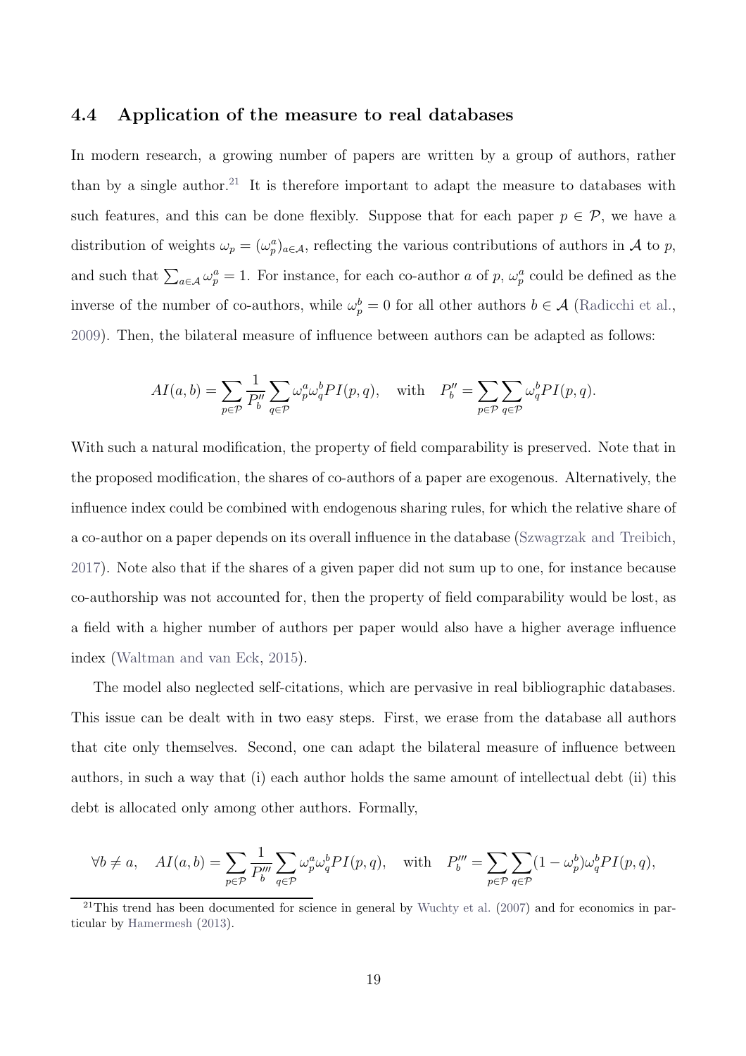### 4.4 Application of the measure to real databases

In modern research, a growing number of papers are written by a group of authors, rather than by a single author.[21] It is therefore important to adapt the measure to databases with such features, and this can be done flexibly. Suppose that for each paper $p \in \mathcal{P}$, we have a distribution of weights $\omega_p = (\omega_p^a)_{a \in \mathcal{A}}$, reflecting the various contributions of authors in $\mathcal{A}$ to $p$, and such that $\sum_{a \in \mathcal{A}} \omega_p^a = 1$. For instance, for each co-author $a$ of $p$, $\omega_p^a$ could be defined as the inverse of the number of co-authors, while $\omega_p^b = 0$ for all other authors $b \in \mathcal{A}$ (Radicchi et al., 2009). Then, the bilateral measure of influence between authors can be adapted as follows:

$$AI(a,b) = \sum_{p \in \mathcal{P}} \frac{1}{P_b''} \sum_{q \in \mathcal{P}} \omega_p^a \omega_q^b PI(p,q), \quad \text{with} \quad P_b'' = \sum_{p \in \mathcal{P}} \sum_{q \in \mathcal{P}} \omega_q^b PI(p,q).$$

With such a natural modification, the property of field comparability is preserved. Note that in the proposed modification, the shares of co-authors of a paper are exogenous. Alternatively, the influence index could be combined with endogenous sharing rules, for which the relative share of a co-author on a paper depends on its overall influence in the database (Szwagrzak and Treibich, 2017). Note also that if the shares of a given paper did not sum up to one, for instance because co-authorship was not accounted for, then the property of field comparability would be lost, as a field with a higher number of authors per paper would also have a higher average influence index (Waltman and van Eck, 2015).

The model also neglected self-citations, which are pervasive in real bibliographic databases. This issue can be dealt with in two easy steps. First, we erase from the database all authors that cite only themselves. Second, one can adapt the bilateral measure of influence between authors, in such a way that (i) each author holds the same amount of intellectual debt (ii) this debt is allocated only among other authors. Formally,

$$\forall b \neq a, \quad AI(a,b) = \sum_{p \in \mathcal{P}} \frac{1}{P_b'''} \sum_{q \in \mathcal{P}} \omega_p^a \omega_q^b PI(p,q), \quad \text{with} \quad P_b''' = \sum_{p \in \mathcal{P}} \sum_{q \in \mathcal{P}} (1 - \omega_p^b) \omega_q^b PI(p,q),$$

[21] This trend has been documented for science in general by Wuchty et al. (2007) and for economics in particular by Hamermesh (2013).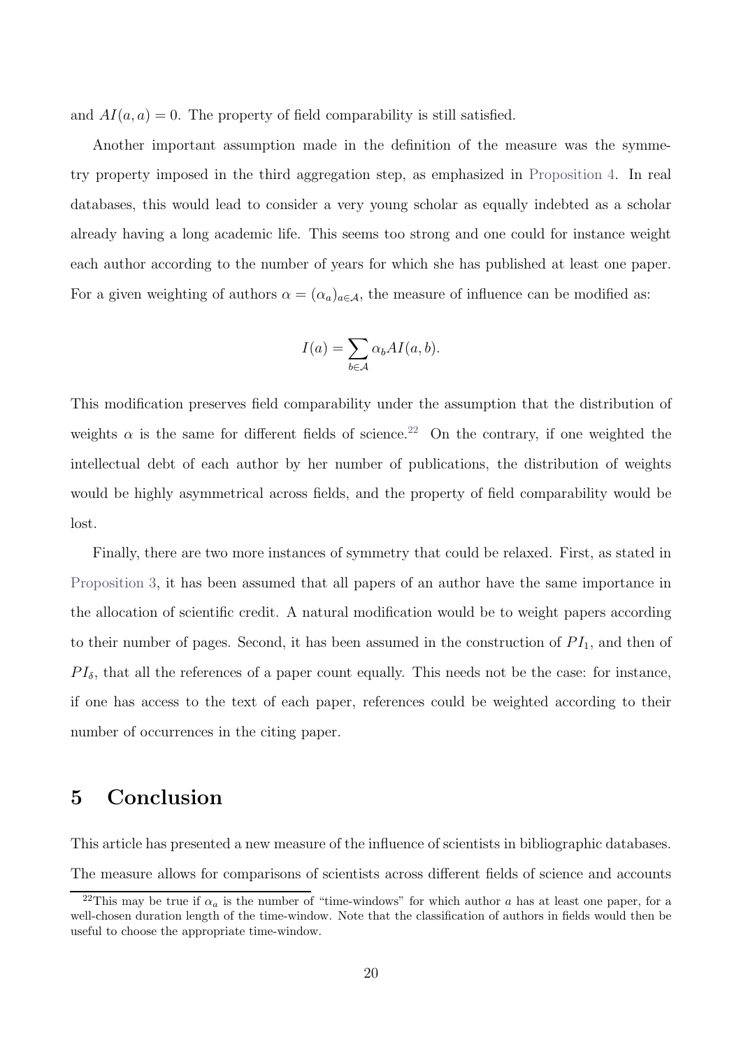and $AI(a, a) = 0$. The property of field comparability is still satisfied.

Another important assumption made in the definition of the measure was the symmetry property imposed in the third aggregation step, as emphasized in Proposition 4. In real databases, this would lead to consider a very young scholar as equally indebted as a scholar already having a long academic life. This seems too strong and one could for instance weight each author according to the number of years for which she has published at least one paper. For a given weighting of authors $\alpha = (\alpha_a)_{a \in \mathcal{A}}$, the measure of influence can be modified as:

$$I(a) = \sum_{b \in \mathcal{A}} \alpha_b AI(a, b).$$

This modification preserves field comparability under the assumption that the distribution of weights $\alpha$ is the same for different fields of science.[22] On the contrary, if one weighted the intellectual debt of each author by her number of publications, the distribution of weights would be highly asymmetrical across fields, and the property of field comparability would be lost.

Finally, there are two more instances of symmetry that could be relaxed. First, as stated in Proposition 3, it has been assumed that all papers of an author have the same importance in the allocation of scientific credit. A natural modification would be to weight papers according to their number of pages. Second, it has been assumed in the construction of $PI_1$, and then of $PI_\delta$, that all the references of a paper count equally. This needs not be the case: for instance, if one has access to the text of each paper, references could be weighted according to their number of occurrences in the citing paper.

## 5 Conclusion

This article has presented a new measure of the influence of scientists in bibliographic databases. The measure allows for comparisons of scientists across different fields of science and accounts

[22] This may be true if $\alpha_a$ is the number of "time-windows" for which author $a$ has at least one paper, for a well-chosen duration length of the time-window. Note that the classification of authors in fields would then be useful to choose the appropriate time-window.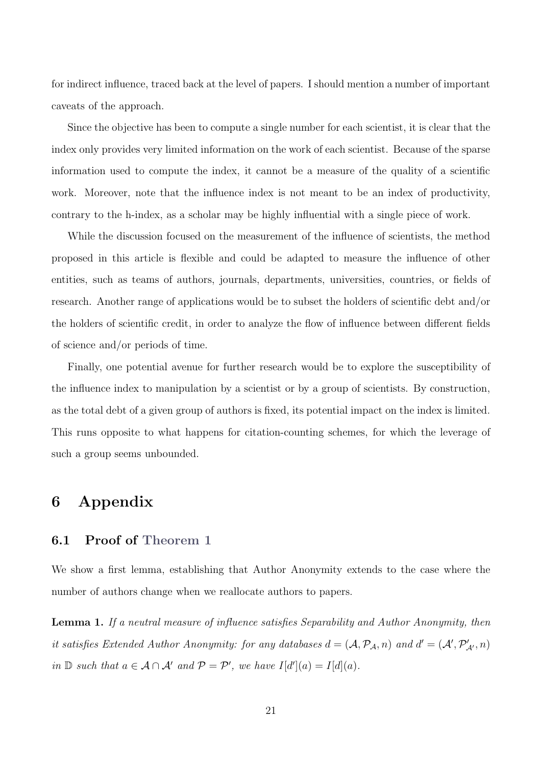for indirect influence, traced back at the level of papers. I should mention a number of important caveats of the approach.

Since the objective has been to compute a single number for each scientist, it is clear that the index only provides very limited information on the work of each scientist. Because of the sparse information used to compute the index, it cannot be a measure of the quality of a scientific work. Moreover, note that the influence index is not meant to be an index of productivity, contrary to the h-index, as a scholar may be highly influential with a single piece of work.

While the discussion focused on the measurement of the influence of scientists, the method proposed in this article is flexible and could be adapted to measure the influence of other entities, such as teams of authors, journals, departments, universities, countries, or fields of research. Another range of applications would be to subset the holders of scientific debt and/or the holders of scientific credit, in order to analyze the flow of influence between different fields of science and/or periods of time.

Finally, one potential avenue for further research would be to explore the susceptibility of the influence index to manipulation by a scientist or by a group of scientists. By construction, as the total debt of a given group of authors is fixed, its potential impact on the index is limited. This runs opposite to what happens for citation-counting schemes, for which the leverage of such a group seems unbounded.

# 6 Appendix

## 6.1 Proof of Theorem 1

We show a first lemma, establishing that Author Anonymity extends to the case where the number of authors change when we reallocate authors to papers.

**Lemma 1.** *If a neutral measure of influence satisfies Separability and Author Anonymity, then it satisfies Extended Author Anonymity: for any databases $d = (\mathcal{A}, \mathcal{P}_{\mathcal{A}}, n)$ and $d' = (\mathcal{A}', \mathcal{P}'_{\mathcal{A}'}, n)$ in $\mathbb{D}$ such that $a \in \mathcal{A} \cap \mathcal{A}'$ and $\mathcal{P} = \mathcal{P}'$, we have $I[d'](a) = I[d](a)$.*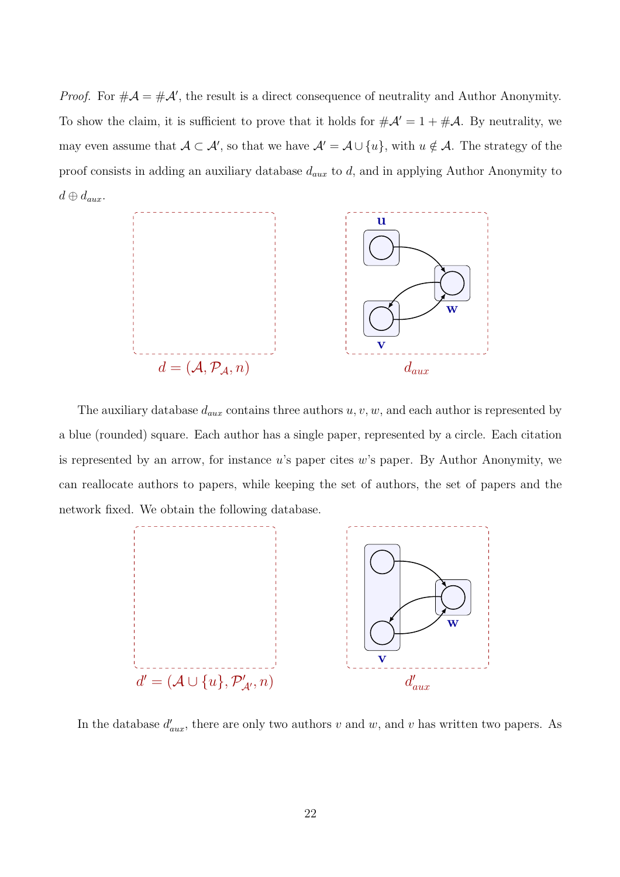*Proof.* For $\#\mathcal{A} = \#\mathcal{A}'$, the result is a direct consequence of neutrality and Author Anonymity. To show the claim, it is sufficient to prove that it holds for $\#\mathcal{A}' = 1 + \#\mathcal{A}$. By neutrality, we may even assume that $\mathcal{A} \subset \mathcal{A}'$, so that we have $\mathcal{A}' = \mathcal{A} \cup \{u\}$, with $u \notin \mathcal{A}$. The strategy of the proof consists in adding an auxiliary database $d_{aux}$ to $d$, and in applying Author Anonymity to $d \oplus d_{aux}$.

u

w

v

$d = (\mathcal{A}, \mathcal{P}_{\mathcal{A}}, n)$

$d_{aux}$

The auxiliary database $d_{aux}$ contains three authors $u, v, w$, and each author is represented by a blue (rounded) square. Each author has a single paper, represented by a circle. Each citation is represented by an arrow, for instance $u$'s paper cites $w$'s paper. By Author Anonymity, we can reallocate authors to papers, while keeping the set of authors, the set of papers and the network fixed. We obtain the following database.

w

v

$d' = (\mathcal{A} \cup \{u\}, \mathcal{P}'_{\mathcal{A}'}, n)$

$d'_{aux}$

In the database $d'_{aux}$, there are only two authors $v$ and $w$, and $v$ has written two papers. As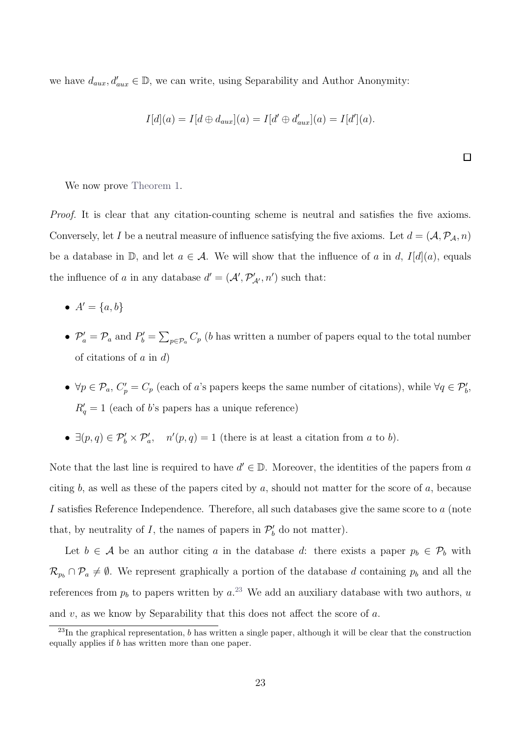we have $d_{aux}, d'_{aux} \in \mathbb{D}$, we can write, using Separability and Author Anonymity:

$$I[d](a) = I[d \oplus d_{aux}](a) = I[d' \oplus d'_{aux}](a) = I[d'](a).$$

□

We now prove Theorem 1.

*Proof.* It is clear that any citation-counting scheme is neutral and satisfies the five axioms. Conversely, let $I$ be a neutral measure of influence satisfying the five axioms. Let $d = (\mathcal{A}, \mathcal{P}_{\mathcal{A}}, n)$ be a database in $\mathbb{D}$, and let $a \in \mathcal{A}$. We will show that the influence of $a$ in $d$, $I[d](a)$, equals the influence of $a$ in any database $d' = (\mathcal{A}', \mathcal{P}'_{\mathcal{A}'}, n')$ such that:

- $A' = \{a, b\}$
- $\mathcal{P}'_a = \mathcal{P}_a$ and $P'_b = \sum_{p \in \mathcal{P}_a} C_p$ ($b$ has written a number of papers equal to the total number of citations of $a$ in $d$)
- $\forall p \in \mathcal{P}_a$, $C'_p = C_p$ (each of $a$'s papers keeps the same number of citations), while $\forall q \in \mathcal{P}'_b$, $R'_q = 1$ (each of $b$'s papers has a unique reference)
- $\exists (p, q) \in \mathcal{P}'_b \times \mathcal{P}'_a, \quad n'(p, q) = 1$ (there is at least a citation from $a$ to $b$).

Note that the last line is required to have $d' \in \mathbb{D}$. Moreover, the identities of the papers from $a$ citing $b$, as well as these of the papers cited by $a$, should not matter for the score of $a$, because $I$ satisfies Reference Independence. Therefore, all such databases give the same score to $a$ (note that, by neutrality of $I$, the names of papers in $\mathcal{P}'_b$ do not matter).

Let $b \in \mathcal{A}$ be an author citing $a$ in the database $d$: there exists a paper $p_b \in \mathcal{P}_b$ with $\mathcal{R}_{p_b} \cap \mathcal{P}_a \neq \emptyset$. We represent graphically a portion of the database $d$ containing $p_b$ and all the references from $p_b$ to papers written by $a$.[23] We add an auxiliary database with two authors, $u$ and $v$, as we know by Separability that this does not affect the score of $a$.

[23] In the graphical representation, $b$ has written a single paper, although it will be clear that the construction equally applies if $b$ has written more than one paper.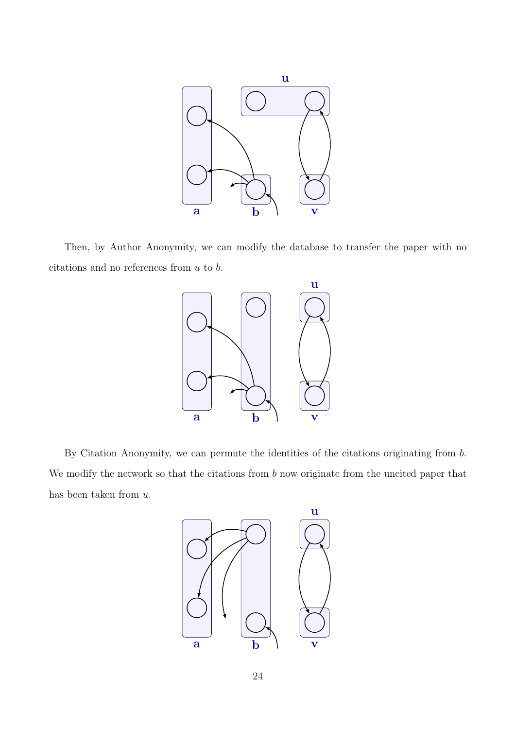**u**

**a** **b** **v**

Then, by Author Anonymity, we can modify the database to transfer the paper with no citations and no references from $u$ to $b$.

**u**

**a** **b** **v**

By Citation Anonymity, we can permute the identities of the citations originating from $b$. We modify the network so that the citations from $b$ now originate from the uncited paper that has been taken from $u$.

**u**

**a** **b** **v**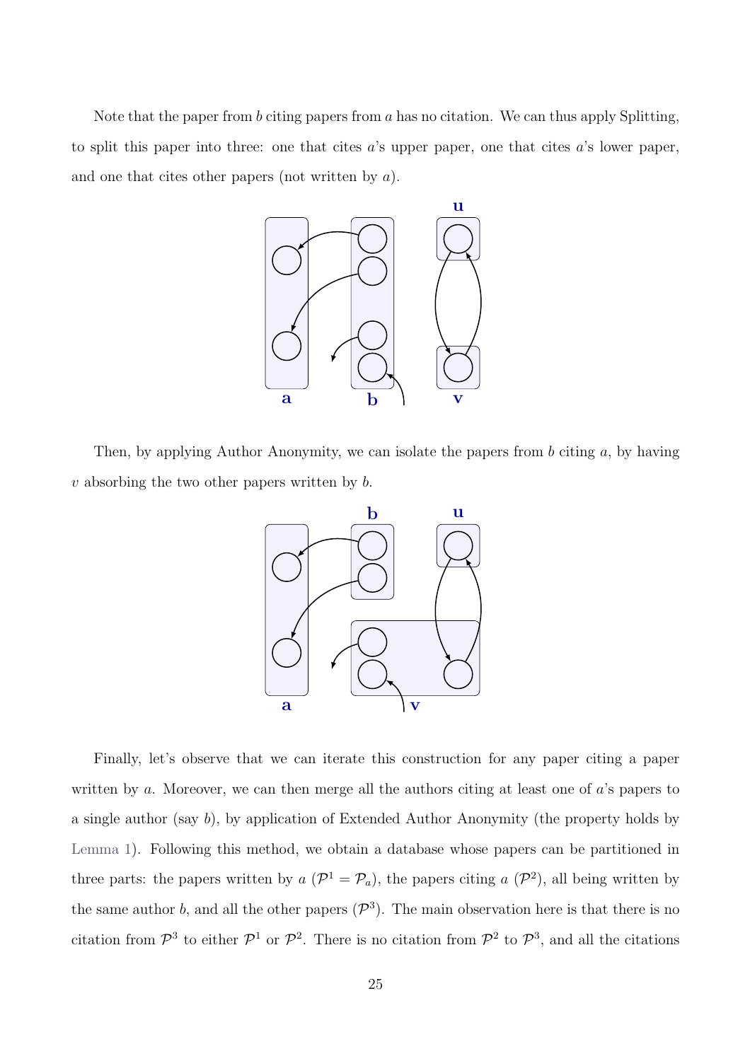Note that the paper from $b$ citing papers from $a$ has no citation. We can thus apply Splitting, to split this paper into three: one that cites $a$'s upper paper, one that cites $a$'s lower paper, and one that cites other papers (not written by $a$).

u

a

b

v

Then, by applying Author Anonymity, we can isolate the papers from $b$ citing $a$, by having $v$ absorbing the two other papers written by $b$.

b

u

a

v

Finally, let's observe that we can iterate this construction for any paper citing a paper written by $a$. Moreover, we can then merge all the authors citing at least one of $a$'s papers to a single author (say $b$), by application of Extended Author Anonymity (the property holds by Lemma 1). Following this method, we obtain a database whose papers can be partitioned in three parts: the papers written by $a$ ($\mathcal{P}^1 = \mathcal{P}_a$), the papers citing $a$ ($\mathcal{P}^2$), all being written by the same author $b$, and all the other papers ($\mathcal{P}^3$). The main observation here is that there is no citation from $\mathcal{P}^3$ to either $\mathcal{P}^1$ or $\mathcal{P}^2$. There is no citation from $\mathcal{P}^2$ to $\mathcal{P}^3$, and all the citations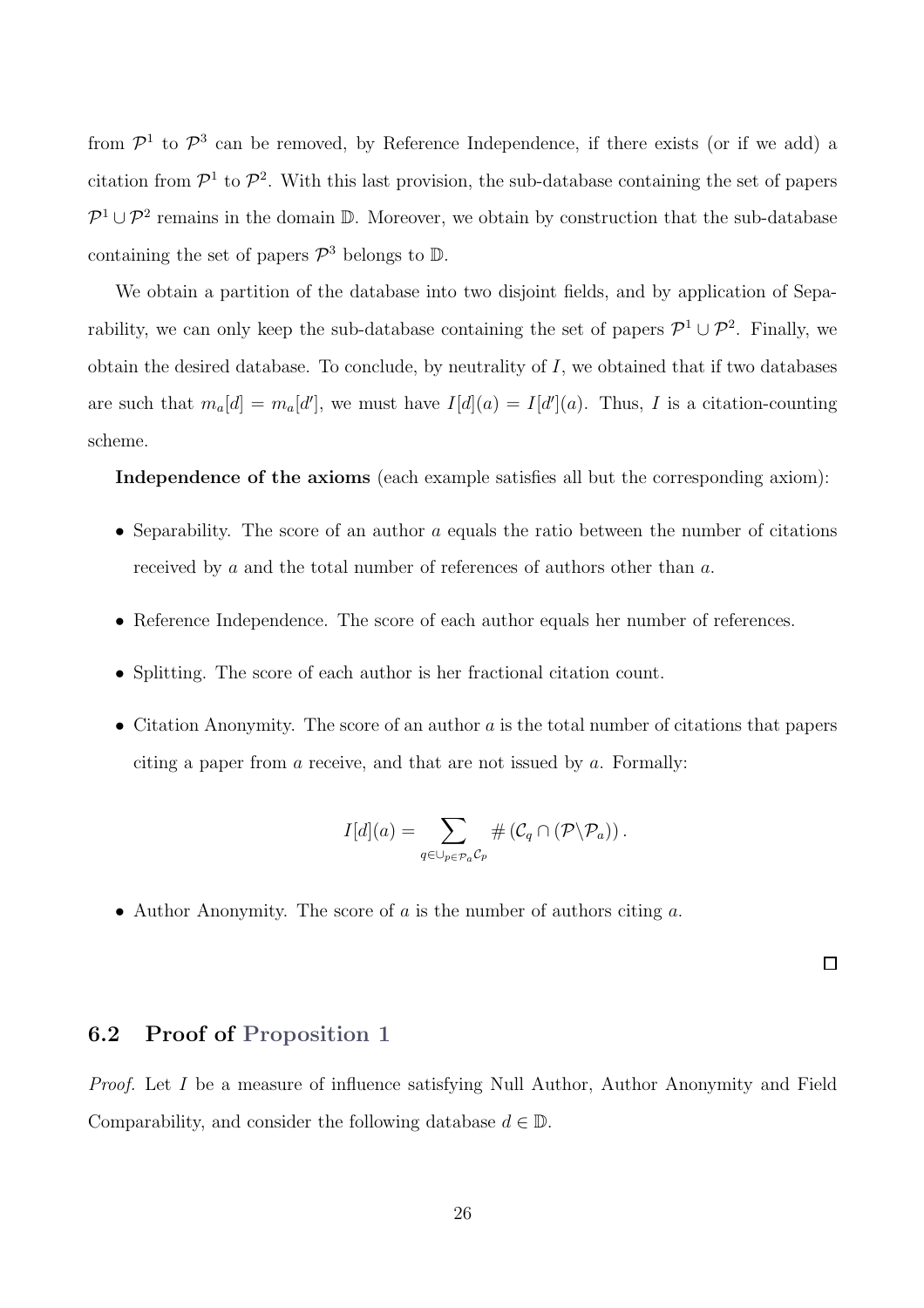from $\mathcal{P}^1$ to $\mathcal{P}^3$ can be removed, by Reference Independence, if there exists (or if we add) a citation from $\mathcal{P}^1$ to $\mathcal{P}^2$. With this last provision, the sub-database containing the set of papers $\mathcal{P}^1 \cup \mathcal{P}^2$ remains in the domain $\mathbb{D}$. Moreover, we obtain by construction that the sub-database containing the set of papers $\mathcal{P}^3$ belongs to $\mathbb{D}$.

We obtain a partition of the database into two disjoint fields, and by application of Separability, we can only keep the sub-database containing the set of papers $\mathcal{P}^1 \cup \mathcal{P}^2$. Finally, we obtain the desired database. To conclude, by neutrality of $I$, we obtained that if two databases are such that $m_a[d] = m_a[d']$, we must have $I[d](a) = I[d'](a)$. Thus, $I$ is a citation-counting scheme.

**Independence of the axioms** (each example satisfies all but the corresponding axiom):

- Separability. The score of an author $a$ equals the ratio between the number of citations received by $a$ and the total number of references of authors other than $a$.
- Reference Independence. The score of each author equals her number of references.
- Splitting. The score of each author is her fractional citation count.
- Citation Anonymity. The score of an author $a$ is the total number of citations that papers citing a paper from $a$ receive, and that are not issued by $a$. Formally:

$$I[d](a) = \sum_{q \in \cup_{p \in \mathcal{P}_a} \mathcal{C}_p} \# \left( \mathcal{C}_q \cap (\mathcal{P} \backslash \mathcal{P}_a) \right).$$

- Author Anonymity. The score of $a$ is the number of authors citing $a$.

□

## 6.2 Proof of Proposition 1

*Proof.* Let $I$ be a measure of influence satisfying Null Author, Author Anonymity and Field Comparability, and consider the following database $d \in \mathbb{D}$.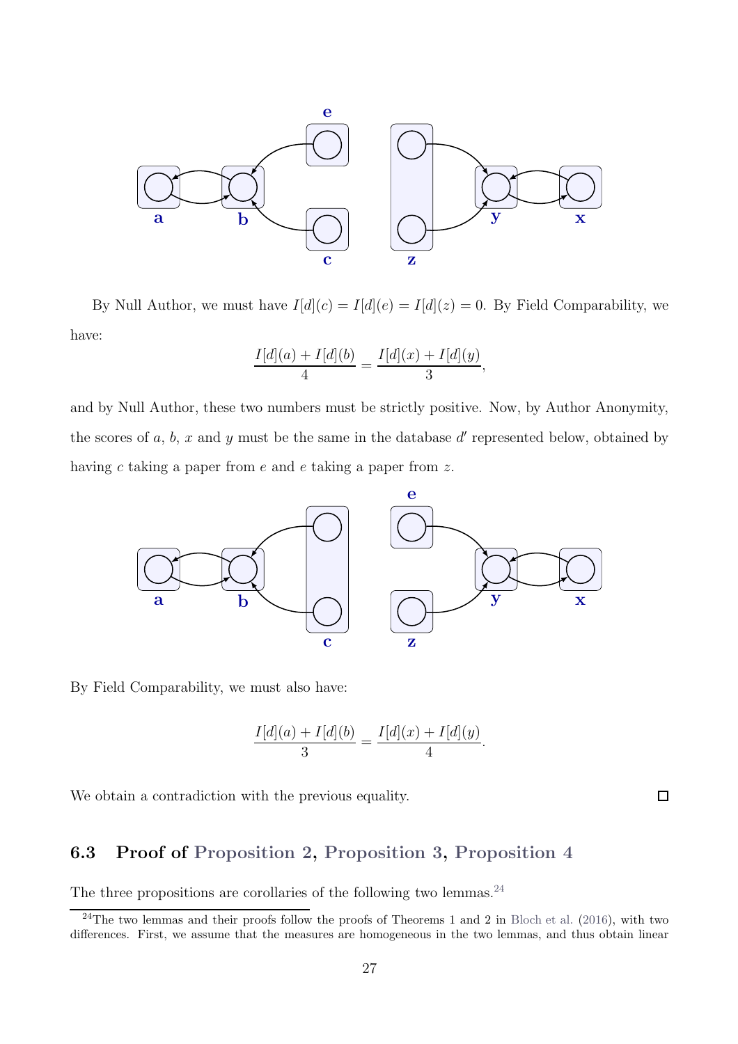a b e c z y x

By Null Author, we must have $I[d](c) = I[d](e) = I[d](z) = 0$. By Field Comparability, we have:

$$\frac{I[d](a) + I[d](b)}{4} = \frac{I[d](x) + I[d](y)}{3},$$

and by Null Author, these two numbers must be strictly positive. Now, by Author Anonymity, the scores of $a$, $b$, $x$ and $y$ must be the same in the database $d'$ represented below, obtained by having $c$ taking a paper from $e$ and $e$ taking a paper from $z$.

e a b c z y x

By Field Comparability, we must also have:

$$\frac{I[d](a) + I[d](b)}{3} = \frac{I[d](x) + I[d](y)}{4}.$$

We obtain a contradiction with the previous equality. □

### 6.3 Proof of Proposition 2, Proposition 3, Proposition 4

The three propositions are corollaries of the following two lemmas.[24]

[24] The two lemmas and their proofs follow the proofs of Theorems 1 and 2 in Bloch et al. (2016), with two differences. First, we assume that the measures are homogeneous in the two lemmas, and thus obtain linear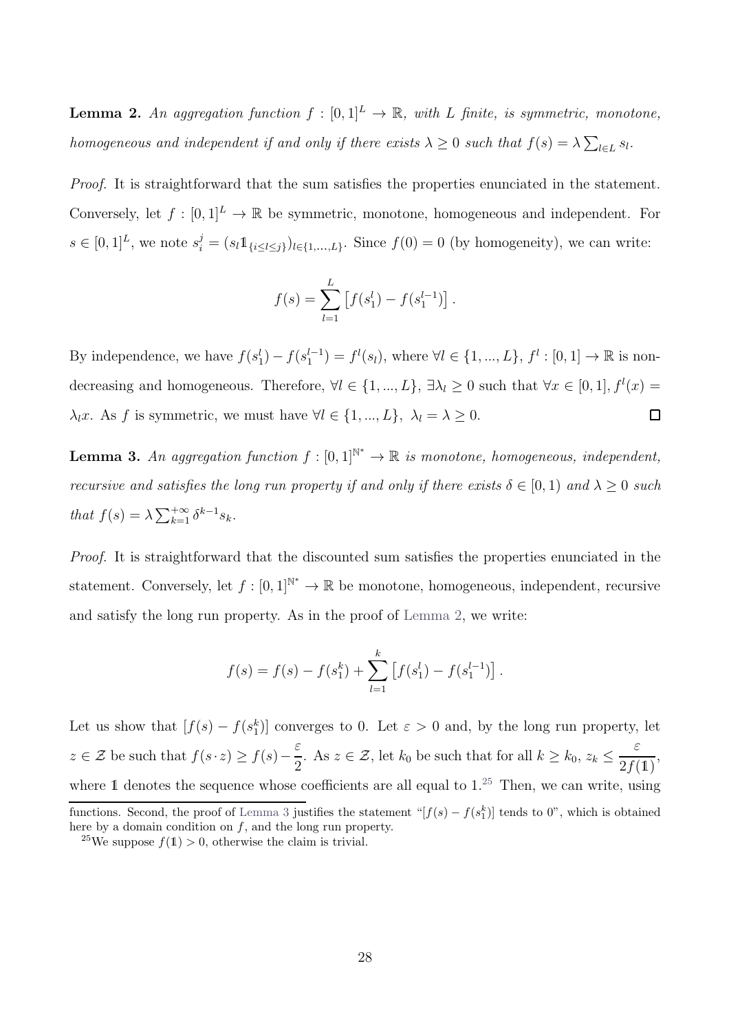**Lemma 2.** *An aggregation function $f : [0,1]^L \to \mathbb{R}$, with $L$ finite, is symmetric, monotone, homogeneous and independent if and only if there exists $\lambda \geq 0$ such that $f(s) = \lambda \sum_{l \in L} s_l$.*

*Proof.* It is straightforward that the sum satisfies the properties enunciated in the statement. Conversely, let $f : [0,1]^L \to \mathbb{R}$ be symmetric, monotone, homogeneous and independent. For $s \in [0,1]^L$, we note $s_i^j = (s_l \mathbb{1}_{\{i \leq l \leq j\}})_{l \in \{1,...,L\}}$. Since $f(0) = 0$ (by homogeneity), we can write:

$$f(s) = \sum_{l=1}^{L} \left[ f(s_1^l) - f(s_1^{l-1}) \right].$$

By independence, we have $f(s_1^l) - f(s_1^{l-1}) = f^l(s_l)$, where $\forall l \in \{1, ..., L\}$, $f^l : [0,1] \to \mathbb{R}$ is non-decreasing and homogeneous. Therefore, $\forall l \in \{1, ..., L\}$, $\exists \lambda_l \geq 0$ such that $\forall x \in [0,1]$, $f^l(x) = \lambda_l x$. As $f$ is symmetric, we must have $\forall l \in \{1, ..., L\}$, $\lambda_l = \lambda \geq 0$. □

**Lemma 3.** *An aggregation function $f : [0,1]^{\mathbb{N}^*} \to \mathbb{R}$ is monotone, homogeneous, independent, recursive and satisfies the long run property if and only if there exists $\delta \in [0,1)$ and $\lambda \geq 0$ such that $f(s) = \lambda \sum_{k=1}^{+\infty} \delta^{k-1} s_k$.*

*Proof.* It is straightforward that the discounted sum satisfies the properties enunciated in the statement. Conversely, let $f : [0,1]^{\mathbb{N}^*} \to \mathbb{R}$ be monotone, homogeneous, independent, recursive and satisfy the long run property. As in the proof of Lemma 2, we write:

$$f(s) = f(s) - f(s_1^k) + \sum_{l=1}^{k} \left[ f(s_1^l) - f(s_1^{l-1}) \right].$$

Let us show that $[f(s) - f(s_1^k)]$ converges to 0. Let $\varepsilon > 0$ and, by the long run property, let $z \in \mathcal{Z}$ be such that $f(s \cdot z) \geq f(s) - \dfrac{\varepsilon}{2}$. As $z \in \mathcal{Z}$, let $k_0$ be such that for all $k \geq k_0$, $z_k \leq \dfrac{\varepsilon}{2f(\mathbb{1})}$, where $\mathbb{1}$ denotes the sequence whose coefficients are all equal to 1.[25] Then, we can write, using

---

functions. Second, the proof of Lemma 3 justifies the statement "$[f(s) - f(s_1^k)]$ tends to 0", which is obtained here by a domain condition on $f$, and the long run property.

[25]We suppose $f(\mathbb{1}) > 0$, otherwise the claim is trivial.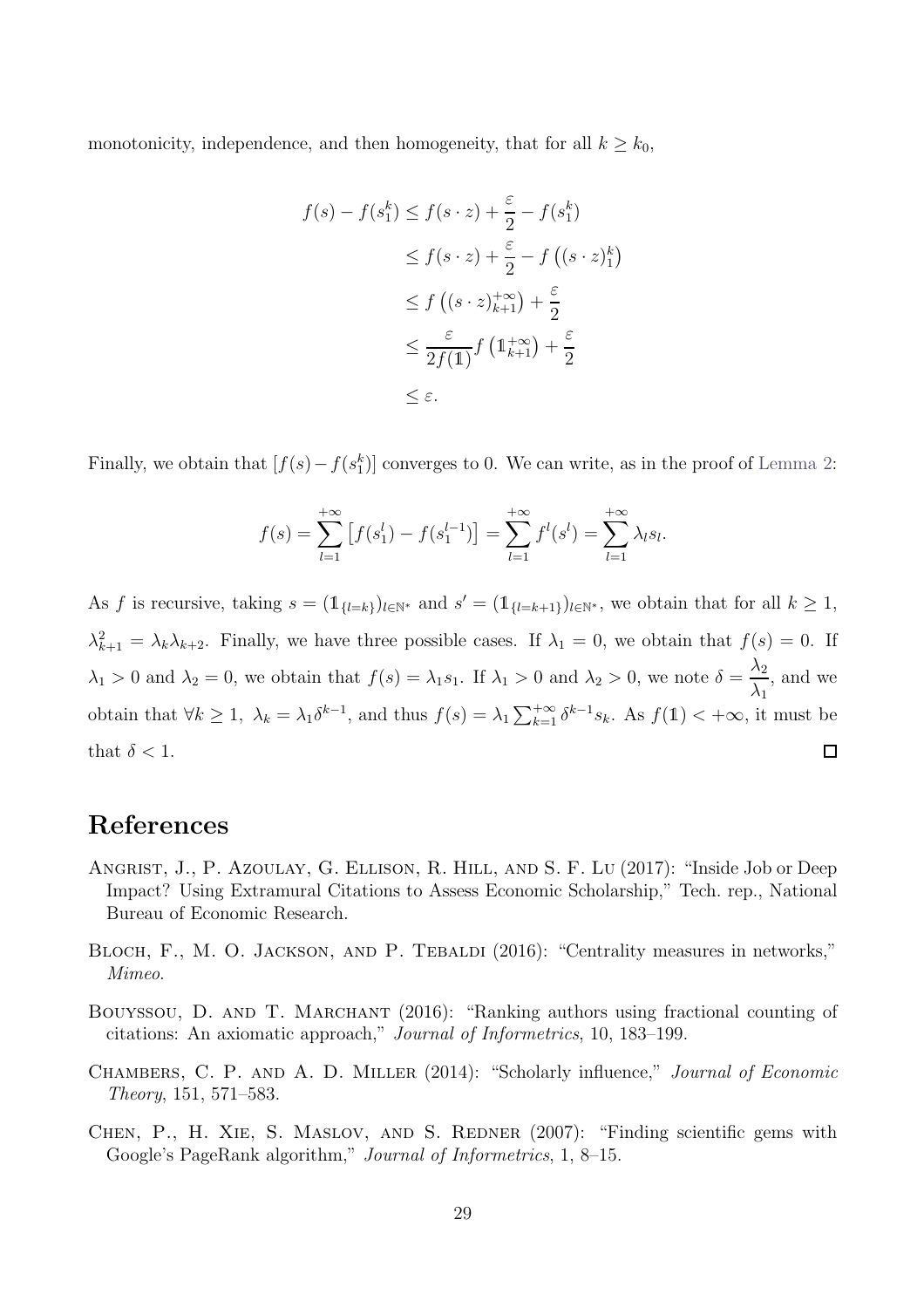monotonicity, independence, and then homogeneity, that for all $k \geq k_0$,

$$
\begin{aligned}
f(s) - f(s_1^k) &\leq f(s \cdot z) + \frac{\varepsilon}{2} - f(s_1^k) \\
&\leq f(s \cdot z) + \frac{\varepsilon}{2} - f\left((s \cdot z)_1^k\right) \\
&\leq f\left((s \cdot z)_{k+1}^{+\infty}\right) + \frac{\varepsilon}{2} \\
&\leq \frac{\varepsilon}{2f(\mathbb{1})} f\left(\mathbb{1}_{k+1}^{+\infty}\right) + \frac{\varepsilon}{2} \\
&\leq \varepsilon.
\end{aligned}
$$

Finally, we obtain that $[f(s) - f(s_1^k)]$ converges to 0. We can write, as in the proof of Lemma 2:

$$
f(s) = \sum_{l=1}^{+\infty} \left[f(s_1^l) - f(s_1^{l-1})\right] = \sum_{l=1}^{+\infty} f^l(s^l) = \sum_{l=1}^{+\infty} \lambda_l s_l.
$$

As $f$ is recursive, taking $s = (\mathbb{1}_{\{l=k\}})_{l \in \mathbb{N}^*}$ and $s' = (\mathbb{1}_{\{l=k+1\}})_{l \in \mathbb{N}^*}$, we obtain that for all $k \geq 1$, $\lambda_{k+1}^2 = \lambda_k \lambda_{k+2}$. Finally, we have three possible cases. If $\lambda_1 = 0$, we obtain that $f(s) = 0$. If $\lambda_1 > 0$ and $\lambda_2 = 0$, we obtain that $f(s) = \lambda_1 s_1$. If $\lambda_1 > 0$ and $\lambda_2 > 0$, we note $\delta = \dfrac{\lambda_2}{\lambda_1}$, and we obtain that $\forall k \geq 1,\ \lambda_k = \lambda_1 \delta^{k-1}$, and thus $f(s) = \lambda_1 \sum_{k=1}^{+\infty} \delta^{k-1} s_k$. As $f(\mathbb{1}) < +\infty$, it must be that $\delta < 1$. □

# References

Angrist, J., P. Azoulay, G. Ellison, R. Hill, and S. F. Lu (2017): "Inside Job or Deep Impact? Using Extramural Citations to Assess Economic Scholarship," Tech. rep., National Bureau of Economic Research.

Bloch, F., M. O. Jackson, and P. Tebaldi (2016): "Centrality measures in networks," *Mimeo*.

Bouyssou, D. and T. Marchant (2016): "Ranking authors using fractional counting of citations: An axiomatic approach," *Journal of Informetrics*, 10, 183–199.

Chambers, C. P. and A. D. Miller (2014): "Scholarly influence," *Journal of Economic Theory*, 151, 571–583.

Chen, P., H. Xie, S. Maslov, and S. Redner (2007): "Finding scientific gems with Google's PageRank algorithm," *Journal of Informetrics*, 1, 8–15.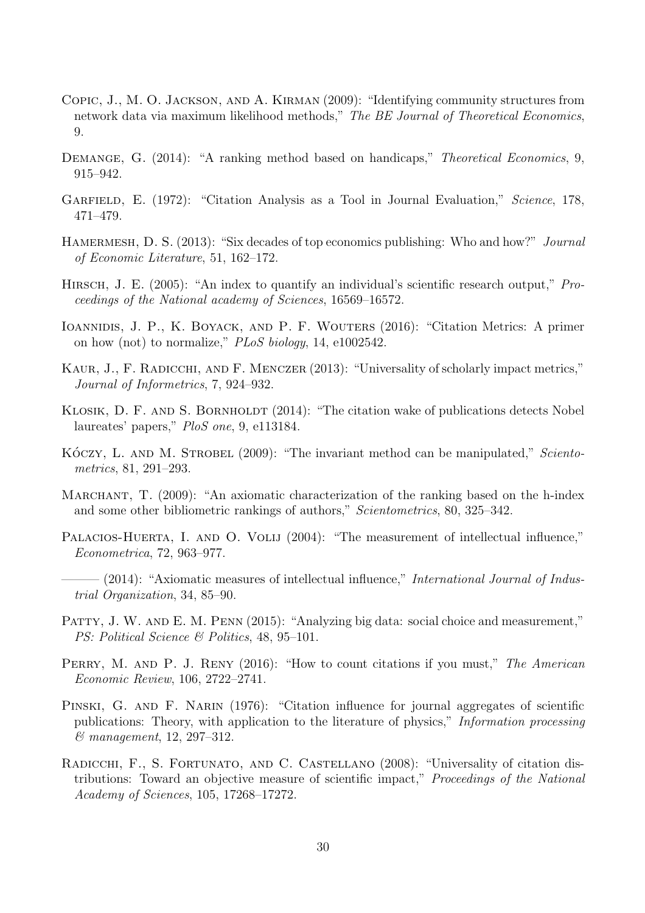Copic, J., M. O. Jackson, and A. Kirman (2009): "Identifying community structures from network data via maximum likelihood methods," *The BE Journal of Theoretical Economics*, 9.

Demange, G. (2014): "A ranking method based on handicaps," *Theoretical Economics*, 9, 915–942.

Garfield, E. (1972): "Citation Analysis as a Tool in Journal Evaluation," *Science*, 178, 471–479.

Hamermesh, D. S. (2013): "Six decades of top economics publishing: Who and how?" *Journal of Economic Literature*, 51, 162–172.

Hirsch, J. E. (2005): "An index to quantify an individual's scientific research output," *Proceedings of the National academy of Sciences*, 16569–16572.

Ioannidis, J. P., K. Boyack, and P. F. Wouters (2016): "Citation Metrics: A primer on how (not) to normalize," *PLoS biology*, 14, e1002542.

Kaur, J., F. Radicchi, and F. Menczer (2013): "Universality of scholarly impact metrics," *Journal of Informetrics*, 7, 924–932.

Klosik, D. F. and S. Bornholdt (2014): "The citation wake of publications detects Nobel laureates' papers," *PloS one*, 9, e113184.

Kóczy, L. and M. Strobel (2009): "The invariant method can be manipulated," *Scientometrics*, 81, 291–293.

Marchant, T. (2009): "An axiomatic characterization of the ranking based on the h-index and some other bibliometric rankings of authors," *Scientometrics*, 80, 325–342.

Palacios-Huerta, I. and O. Volij (2004): "The measurement of intellectual influence," *Econometrica*, 72, 963–977.

——— (2014): "Axiomatic measures of intellectual influence," *International Journal of Industrial Organization*, 34, 85–90.

Patty, J. W. and E. M. Penn (2015): "Analyzing big data: social choice and measurement," *PS: Political Science & Politics*, 48, 95–101.

Perry, M. and P. J. Reny (2016): "How to count citations if you must," *The American Economic Review*, 106, 2722–2741.

Pinski, G. and F. Narin (1976): "Citation influence for journal aggregates of scientific publications: Theory, with application to the literature of physics," *Information processing & management*, 12, 297–312.

Radicchi, F., S. Fortunato, and C. Castellano (2008): "Universality of citation distributions: Toward an objective measure of scientific impact," *Proceedings of the National Academy of Sciences*, 105, 17268–17272.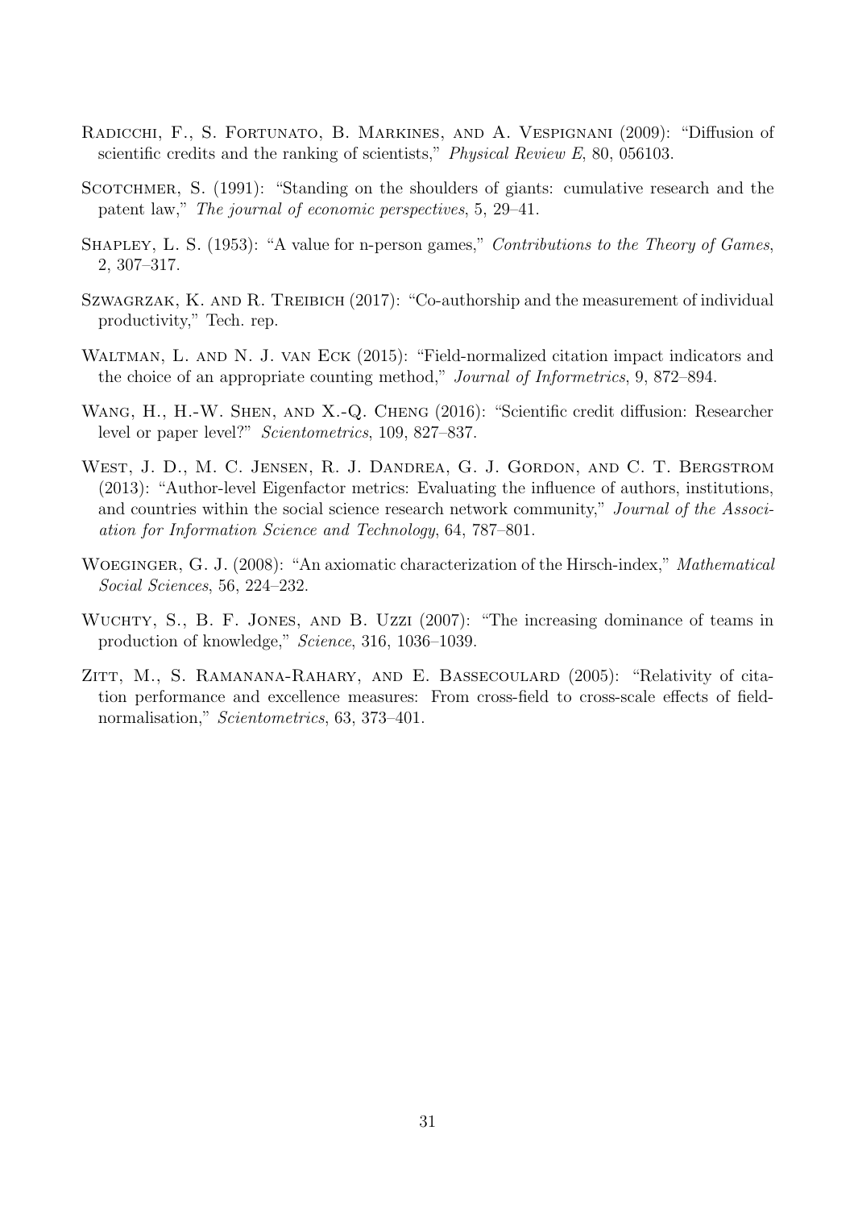Radicchi, F., S. Fortunato, B. Markines, and A. Vespignani (2009): "Diffusion of scientific credits and the ranking of scientists," *Physical Review E*, 80, 056103.

Scotchmer, S. (1991): "Standing on the shoulders of giants: cumulative research and the patent law," *The journal of economic perspectives*, 5, 29–41.

Shapley, L. S. (1953): "A value for n-person games," *Contributions to the Theory of Games*, 2, 307–317.

Szwagrzak, K. and R. Treibich (2017): "Co-authorship and the measurement of individual productivity," Tech. rep.

Waltman, L. and N. J. van Eck (2015): "Field-normalized citation impact indicators and the choice of an appropriate counting method," *Journal of Informetrics*, 9, 872–894.

Wang, H., H.-W. Shen, and X.-Q. Cheng (2016): "Scientific credit diffusion: Researcher level or paper level?" *Scientometrics*, 109, 827–837.

West, J. D., M. C. Jensen, R. J. Dandrea, G. J. Gordon, and C. T. Bergstrom (2013): "Author-level Eigenfactor metrics: Evaluating the influence of authors, institutions, and countries within the social science research network community," *Journal of the Association for Information Science and Technology*, 64, 787–801.

Woeginger, G. J. (2008): "An axiomatic characterization of the Hirsch-index," *Mathematical Social Sciences*, 56, 224–232.

Wuchty, S., B. F. Jones, and B. Uzzi (2007): "The increasing dominance of teams in production of knowledge," *Science*, 316, 1036–1039.

Zitt, M., S. Ramanana-Rahary, and E. Bassecoulard (2005): "Relativity of citation performance and excellence measures: From cross-field to cross-scale effects of field-normalisation," *Scientometrics*, 63, 373–401.